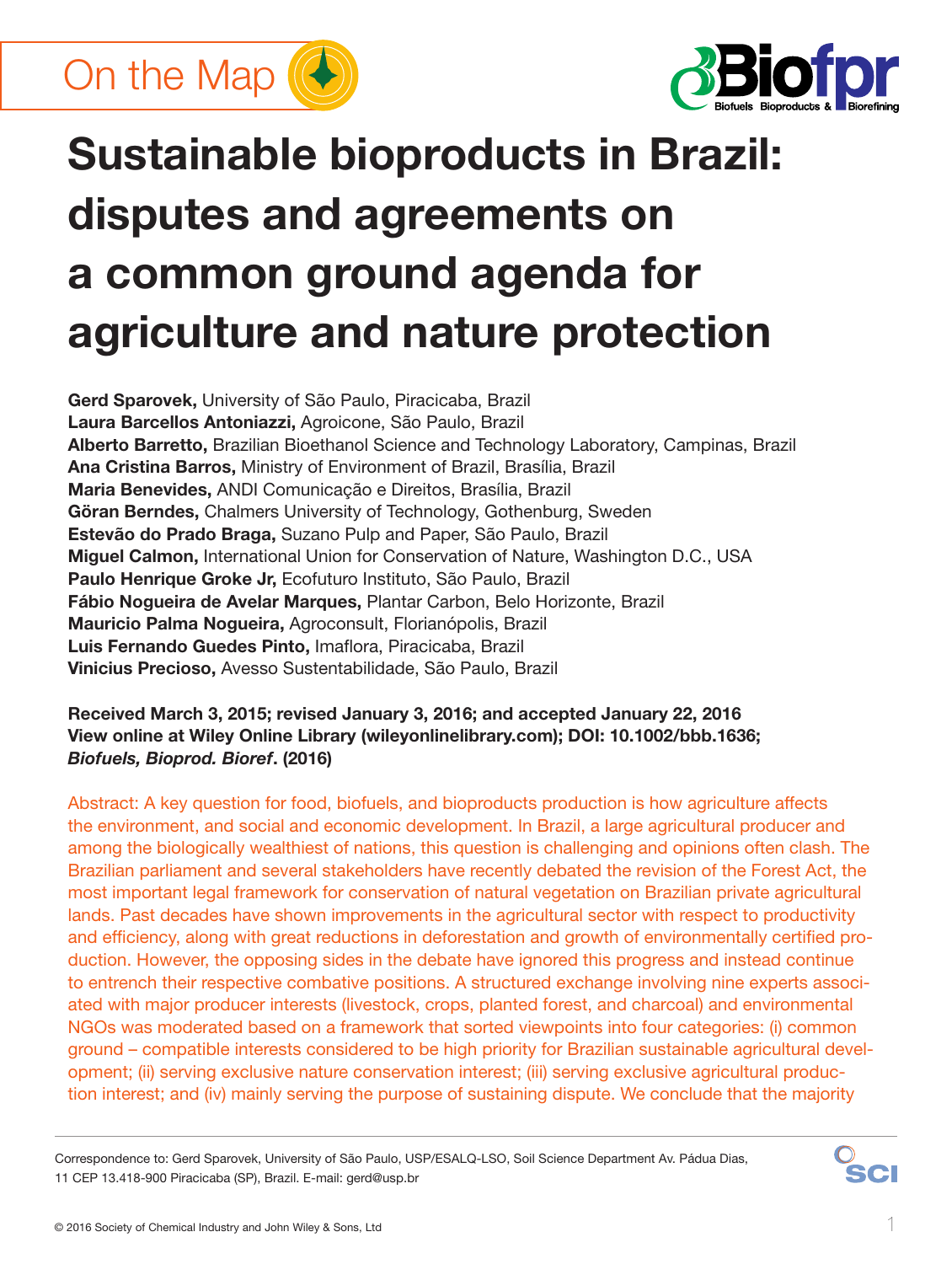On the Map

# Sustainable bioproducts in Brazil: disputes and agreements on a common ground agenda for agriculture and nature protection

**Gerd Sparovek,** University of São Paulo, Piracicaba, Brazil
**Laura Barcellos Antoniazzi,** Agroicone, São Paulo, Brazil
**Alberto Barretto,** Brazilian Bioethanol Science and Technology Laboratory, Campinas, Brazil
**Ana Cristina Barros,** Ministry of Environment of Brazil, Brasília, Brazil
**Maria Benevides,** ANDI Comunicação e Direitos, Brasília, Brazil
**Göran Berndes,** Chalmers University of Technology, Gothenburg, Sweden
**Estevão do Prado Braga,** Suzano Pulp and Paper, São Paulo, Brazil
**Miguel Calmon,** International Union for Conservation of Nature, Washington D.C., USA
**Paulo Henrique Groke Jr,** Ecofuturo Instituto, São Paulo, Brazil
**Fábio Nogueira de Avelar Marques,** Plantar Carbon, Belo Horizonte, Brazil
**Mauricio Palma Nogueira,** Agroconsult, Florianópolis, Brazil
**Luis Fernando Guedes Pinto,** Imaflora, Piracicaba, Brazil
**Vinicius Precioso,** Avesso Sustentabilidade, São Paulo, Brazil

**Received March 3, 2015; revised January 3, 2016; and accepted January 22, 2016**
**View online at Wiley Online Library (wileyonlinelibrary.com); DOI: 10.1002/bbb.1636;**
***Biofuels, Bioprod. Bioref*. (2016)**

Abstract: A key question for food, biofuels, and bioproducts production is how agriculture affects the environment, and social and economic development. In Brazil, a large agricultural producer and among the biologically wealthiest of nations, this question is challenging and opinions often clash. The Brazilian parliament and several stakeholders have recently debated the revision of the Forest Act, the most important legal framework for conservation of natural vegetation on Brazilian private agricultural lands. Past decades have shown improvements in the agricultural sector with respect to productivity and efficiency, along with great reductions in deforestation and growth of environmentally certified production. However, the opposing sides in the debate have ignored this progress and instead continue to entrench their respective combative positions. A structured exchange involving nine experts associated with major producer interests (livestock, crops, planted forest, and charcoal) and environmental NGOs was moderated based on a framework that sorted viewpoints into four categories: (i) common ground – compatible interests considered to be high priority for Brazilian sustainable agricultural development; (ii) serving exclusive nature conservation interest; (iii) serving exclusive agricultural production interest; and (iv) mainly serving the purpose of sustaining dispute. We conclude that the majority

Correspondence to: Gerd Sparovek, University of São Paulo, USP/ESALQ-LSO, Soil Science Department Av. Pádua Dias, 11 CEP 13.418-900 Piracicaba (SP), Brazil. E-mail: gerd@usp.br

© 2016 Society of Chemical Industry and John Wiley & Sons, Ltd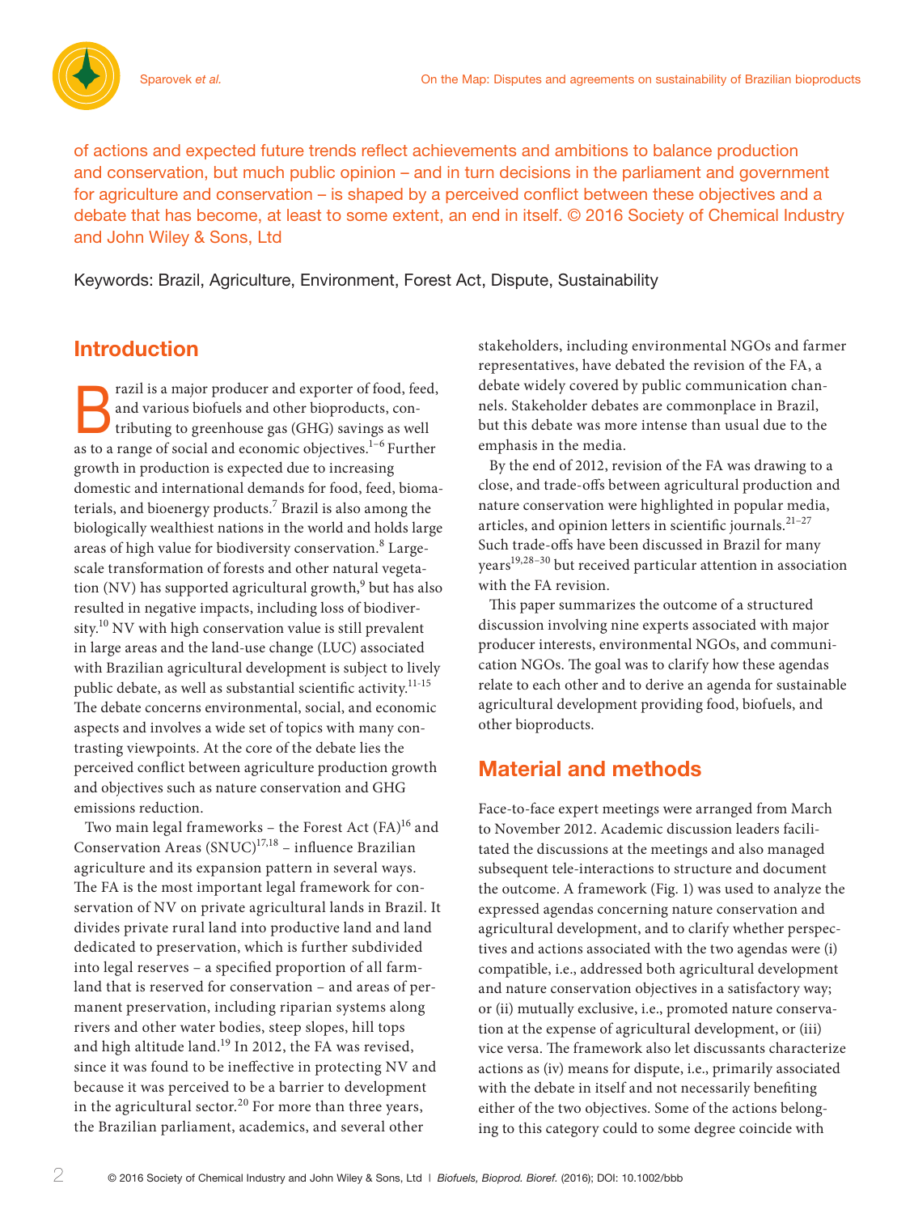of actions and expected future trends reflect achievements and ambitions to balance production and conservation, but much public opinion – and in turn decisions in the parliament and government for agriculture and conservation – is shaped by a perceived conflict between these objectives and a debate that has become, at least to some extent, an end in itself. © 2016 Society of Chemical Industry and John Wiley & Sons, Ltd

Keywords: Brazil, Agriculture, Environment, Forest Act, Dispute, Sustainability

## Introduction

Brazil is a major producer and exporter of food, feed, and various biofuels and other bioproducts, contributing to greenhouse gas (GHG) savings as well as to a range of social and economic objectives.[1–6] Further growth in production is expected due to increasing domestic and international demands for food, feed, biomaterials, and bioenergy products.[7] Brazil is also among the biologically wealthiest nations in the world and holds large areas of high value for biodiversity conservation.[8] Large-scale transformation of forests and other natural vegetation (NV) has supported agricultural growth,[9] but has also resulted in negative impacts, including loss of biodiversity.[10] NV with high conservation value is still prevalent in large areas and the land-use change (LUC) associated with Brazilian agricultural development is subject to lively public debate, as well as substantial scientific activity.[11-15] The debate concerns environmental, social, and economic aspects and involves a wide set of topics with many contrasting viewpoints. At the core of the debate lies the perceived conflict between agriculture production growth and objectives such as nature conservation and GHG emissions reduction.

Two main legal frameworks – the Forest Act (FA)[16] and Conservation Areas (SNUC)[17,18] – influence Brazilian agriculture and its expansion pattern in several ways. The FA is the most important legal framework for conservation of NV on private agricultural lands in Brazil. It divides private rural land into productive land and land dedicated to preservation, which is further subdivided into legal reserves – a specified proportion of all farmland that is reserved for conservation – and areas of permanent preservation, including riparian systems along rivers and other water bodies, steep slopes, hill tops and high altitude land.[19] In 2012, the FA was revised, since it was found to be ineffective in protecting NV and because it was perceived to be a barrier to development in the agricultural sector.[20] For more than three years, the Brazilian parliament, academics, and several other stakeholders, including environmental NGOs and farmer representatives, have debated the revision of the FA, a debate widely covered by public communication channels. Stakeholder debates are commonplace in Brazil, but this debate was more intense than usual due to the emphasis in the media.

By the end of 2012, revision of the FA was drawing to a close, and trade-offs between agricultural production and nature conservation were highlighted in popular media, articles, and opinion letters in scientific journals.[21–27] Such trade-offs have been discussed in Brazil for many years[19,28–30] but received particular attention in association with the FA revision.

This paper summarizes the outcome of a structured discussion involving nine experts associated with major producer interests, environmental NGOs, and communication NGOs. The goal was to clarify how these agendas relate to each other and to derive an agenda for sustainable agricultural development providing food, biofuels, and other bioproducts.

## Material and methods

Face-to-face expert meetings were arranged from March to November 2012. Academic discussion leaders facilitated the discussions at the meetings and also managed subsequent tele-interactions to structure and document the outcome. A framework (Fig. 1) was used to analyze the expressed agendas concerning nature conservation and agricultural development, and to clarify whether perspectives and actions associated with the two agendas were (i) compatible, i.e., addressed both agricultural development and nature conservation objectives in a satisfactory way; or (ii) mutually exclusive, i.e., promoted nature conservation at the expense of agricultural development, or (iii) vice versa. The framework also let discussants characterize actions as (iv) means for dispute, i.e., primarily associated with the debate in itself and not necessarily benefiting either of the two objectives. Some of the actions belonging to this category could to some degree coincide with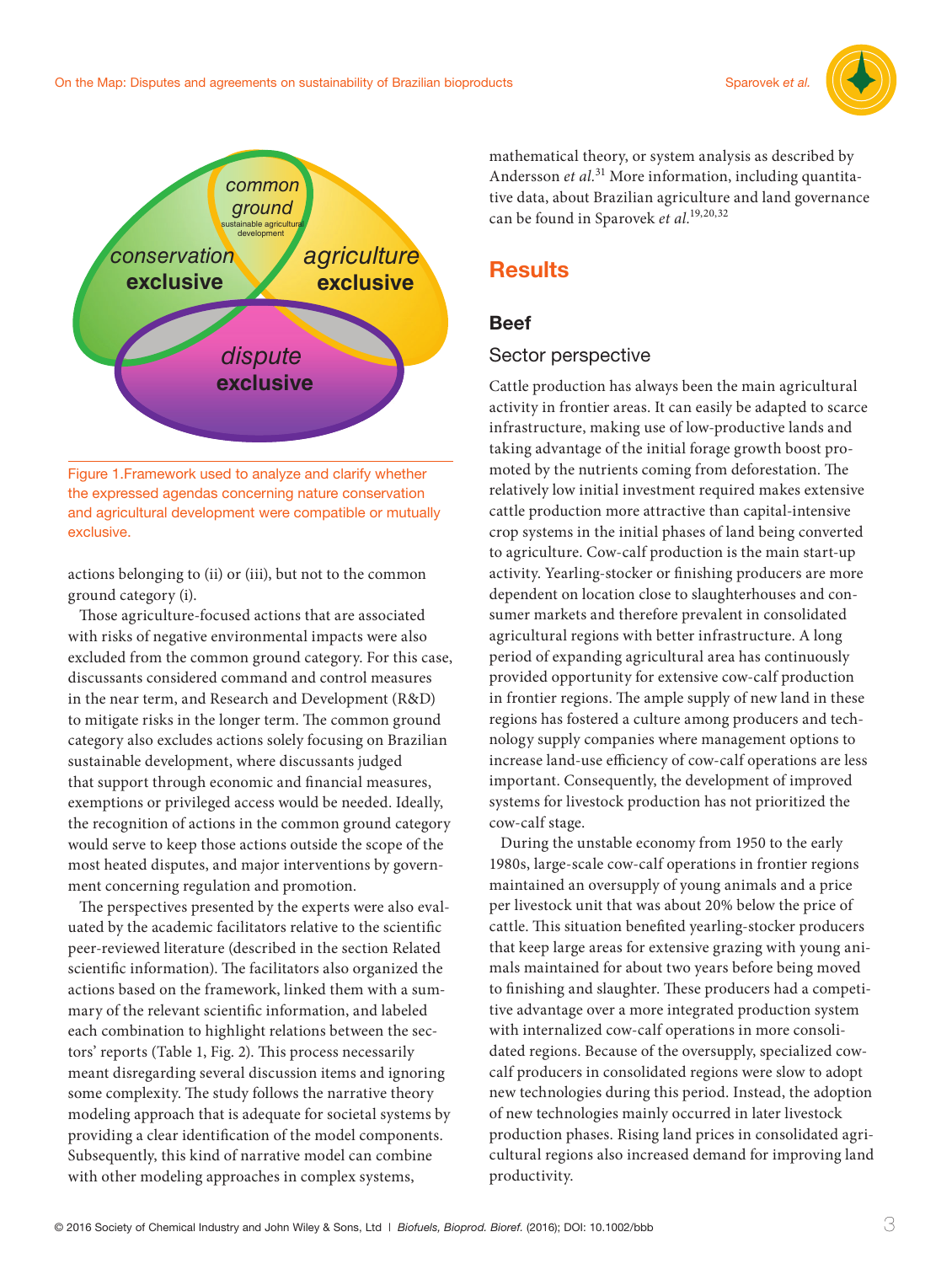common ground

sustainable agricultural development

conservation exclusive

agriculture exclusive

dispute exclusive

Figure 1.Framework used to analyze and clarify whether the expressed agendas concerning nature conservation and agricultural development were compatible or mutually exclusive.

actions belonging to (ii) or (iii), but not to the common ground category (i).

Those agriculture-focused actions that are associated with risks of negative environmental impacts were also excluded from the common ground category. For this case, discussants considered command and control measures in the near term, and Research and Development (R&D) to mitigate risks in the longer term. The common ground category also excludes actions solely focusing on Brazilian sustainable development, where discussants judged that support through economic and financial measures, exemptions or privileged access would be needed. Ideally, the recognition of actions in the common ground category would serve to keep those actions outside the scope of the most heated disputes, and major interventions by government concerning regulation and promotion.

The perspectives presented by the experts were also evaluated by the academic facilitators relative to the scientific peer-reviewed literature (described in the section Related scientific information). The facilitators also organized the actions based on the framework, linked them with a summary of the relevant scientific information, and labeled each combination to highlight relations between the sectors' reports (Table 1, Fig. 2). This process necessarily meant disregarding several discussion items and ignoring some complexity. The study follows the narrative theory modeling approach that is adequate for societal systems by providing a clear identification of the model components. Subsequently, this kind of narrative model can combine with other modeling approaches in complex systems, mathematical theory, or system analysis as described by Andersson *et al.*[31] More information, including quantitative data, about Brazilian agriculture and land governance can be found in Sparovek *et al.*[19,20,32]

## Results

### Beef

#### Sector perspective

Cattle production has always been the main agricultural activity in frontier areas. It can easily be adapted to scarce infrastructure, making use of low-productive lands and taking advantage of the initial forage growth boost promoted by the nutrients coming from deforestation. The relatively low initial investment required makes extensive cattle production more attractive than capital-intensive crop systems in the initial phases of land being converted to agriculture. Cow-calf production is the main start-up activity. Yearling-stocker or finishing producers are more dependent on location close to slaughterhouses and consumer markets and therefore prevalent in consolidated agricultural regions with better infrastructure. A long period of expanding agricultural area has continuously provided opportunity for extensive cow-calf production in frontier regions. The ample supply of new land in these regions has fostered a culture among producers and technology supply companies where management options to increase land-use efficiency of cow-calf operations are less important. Consequently, the development of improved systems for livestock production has not prioritized the cow-calf stage.

During the unstable economy from 1950 to the early 1980s, large-scale cow-calf operations in frontier regions maintained an oversupply of young animals and a price per livestock unit that was about 20% below the price of cattle. This situation benefited yearling-stocker producers that keep large areas for extensive grazing with young animals maintained for about two years before being moved to finishing and slaughter. These producers had a competitive advantage over a more integrated production system with internalized cow-calf operations in more consolidated regions. Because of the oversupply, specialized cow-calf producers in consolidated regions were slow to adopt new technologies during this period. Instead, the adoption of new technologies mainly occurred in later livestock production phases. Rising land prices in consolidated agricultural regions also increased demand for improving land productivity.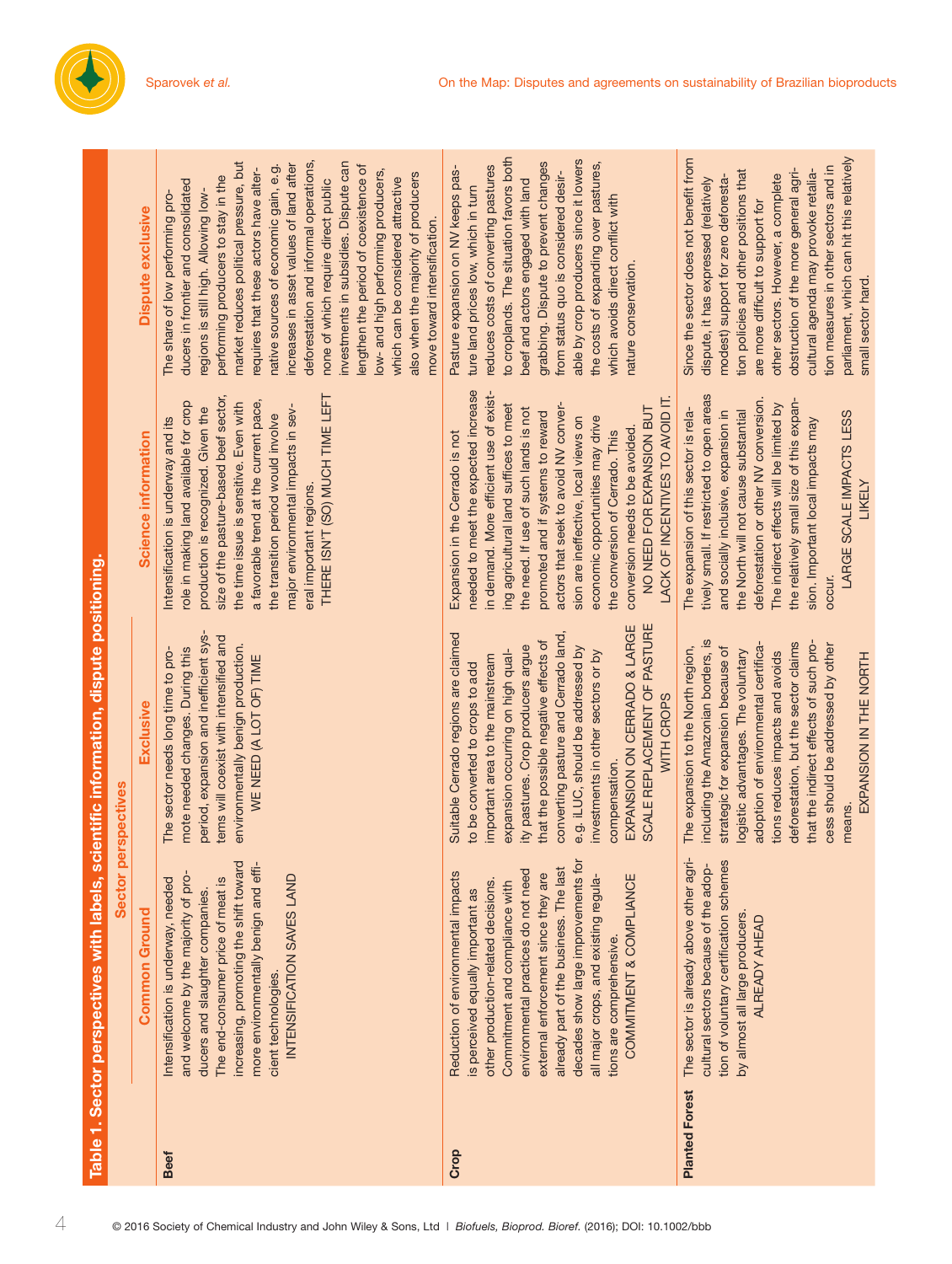**Table 1. Sector perspectives with labels, scientific information, dispute positioning.**

| | Sector perspectives | | | |
|---|---|---|---|---|
| | Common Ground | Exclusive | Science information | Dispute exclusive |
| **Beef** | Intensification is underway, needed and welcome by the majority of producers and slaughter companies. The end-consumer price of meat is increasing, promoting the shift toward more environmentally benign and efficient technologies. INTENSIFICATION SAVES LAND | The sector needs long time to promote needed changes. During this period, expansion and inefficient systems will coexist with intensified and environmentally benign production. WE NEED (A LOT OF) TIME | Intensification is underway and its role in making land available for crop production is recognized. Given the size of the pasture-based beef sector, the time issue is sensitive. Even with a favorable trend at the current pace, the transition period would involve major environmental impacts in several important regions. THERE ISN'T (SO) MUCH TIME LEFT | The share of low performing producers in frontier and consolidated regions is still high. Allowing low-performing producers to stay in the market reduces political pressure, but requires that these actors have alternative sources of economic gain, e.g. increases in asset values of land after deforestation and informal operations, none of which require direct public investments in subsidies. Dispute can lengthen the period of coexistence of low- and high performing producers, which can be considered attractive also when the majority of producers move toward intensification. |
| **Crop** | Reduction of environmental impacts is perceived equally important as other production-related decisions. Commitment and compliance with environmental practices do not need external enforcement since they are already part of the business. The last decades show large improvements for all major crops, and existing regulations are comprehensive. COMMITMENT & COMPLIANCE | Suitable Cerrado regions are claimed to be converted to crops to add important area to the mainstream expansion occurring on high quality pastures. Crop producers argue that the possible negative effects of converting pasture and Cerrado land, e.g. iLUC, should be addressed by investments in other sectors or by compensation. EXPANSION ON CERRADO & LARGE SCALE REPLACEMENT OF PASTURE WITH CROPS | Expansion in the Cerrado is not needed to meet the expected increase in demand. More efficient use of existing agricultural land suffices to meet the need. If use of such lands is not promoted and if systems to reward actors that seek to avoid NV conversion are ineffective, local views on economic opportunities may drive the conversion of Cerrado. This conversion needs to be avoided. NO NEED FOR EXPANSION BUT LACK OF INCENTIVES TO AVOID IT. | Pasture expansion on NV keeps pasture land prices low, which in turn reduces costs of converting pastures to croplands. The situation favors both beef and actors engaged with land grabbing. Dispute to prevent changes from status quo is considered desirable by crop producers since it lowers the costs of expanding over pastures, which avoids direct conflict with nature conservation. |
| **Planted Forest** | The sector is already above other agricultural sectors because of the adoption of voluntary certification schemes by almost all large producers. ALREADY AHEAD | The expansion to the North region, including the Amazonian borders, is strategic for expansion because of logistic advantages. The voluntary adoption of environmental certifications reduces impacts and avoids deforestation, but the sector claims that the indirect effects of such process should be addressed by other means. EXPANSION IN THE NORTH | The expansion of this sector is relatively small. If restricted to open areas and socially inclusive, expansion in the North will not cause substantial deforestation or other NV conversion. The indirect effects will be limited by the relatively small size of this expansion. Important local impacts may occur. LARGE SCALE IMPACTS LESS LIKELY | Since the sector does not benefit from dispute, it has expressed (relatively modest) support for zero deforestation policies and other positions that are more difficult to support for other sectors. However, a complete obstruction of the more general agricultural agenda may provoke retaliation measures in other sectors and in parliament, which can hit this relatively small sector hard. |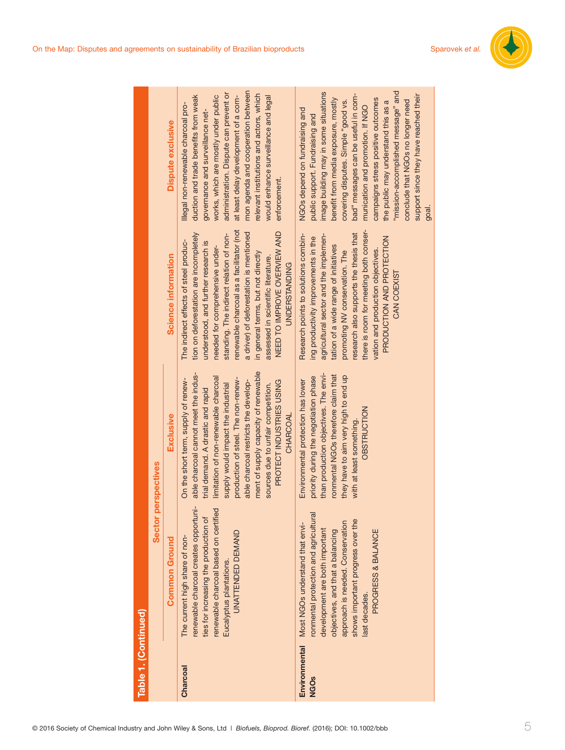**Table 1. (Continued)**

| | Sector perspectives | | | |
|---|---|---|---|---|
| | Common Ground | Exclusive | Science information | Dispute exclusive |
| **Charcoal** | The current high share of non-renewable charcoal creates opportunities for increasing the production of renewable charcoal based on certified Eucalyptus plantations. UNATTENDED DEMAND | On the short term, supply of renewable charcoal cannot meet the industrial demand. A drastic and rapid limitation of non-renewable charcoal supply would impact the industrial production of steel. The non-renewable charcoal restricts the development of supply capacity of renewable sources due to unfair competition. PROTECT INDUSTRIES USING CHARCOAL | The indirect effects of steel production on deforestation are incompletely understood, and further research is needed for comprehensive understanding. The indirect relation of non-renewable charcoal as a facilitator (not a driver) of deforestation is mentioned in general terms, but not directly assessed in scientific literature. NEED TO IMPROVE OVERVIEW AND UNDERSTANDING | Illegal non-renewable charcoal production and trade benefits from weak governance and surveillance networks, which are mostly under public administration. Dispute can prevent or at least delay development of a common agenda and cooperation between relevant institutions and actors, which would enhance surveillance and legal enforcement. |
| **Environmental NGOs** | Most NGOs understand that environmental protection and agricultural development are both important objectives, and that a balancing approach is needed. Conservation shows important progress over the last decades. PROGRESS & BALANCE | Environmental protection has lower priority during the negotiation phase than production objectives. The environmental NGOs therefore claim that they have to aim very high to end up with at least something. OBSTRUCTION | Research points to solutions combining productivity improvements in the agricultural sector and the implementation of a wide range of initiatives promoting NV conservation. The research also supports the thesis that there is room for meeting both conservation and production objectives. PRODUCTION AND PROTECTION CAN COEXIST | NGOs depend on fundraising and public support. Fundraising and image building may in some situations benefit from media exposure, mostly covering disputes. Simple "good vs. bad" messages can be useful in communication and promotion. If NGO campaigns stress positive outcomes the public may understand this as a "mission-accomplished message" and conclude that NGOs no longer need support since they have reached their goal. |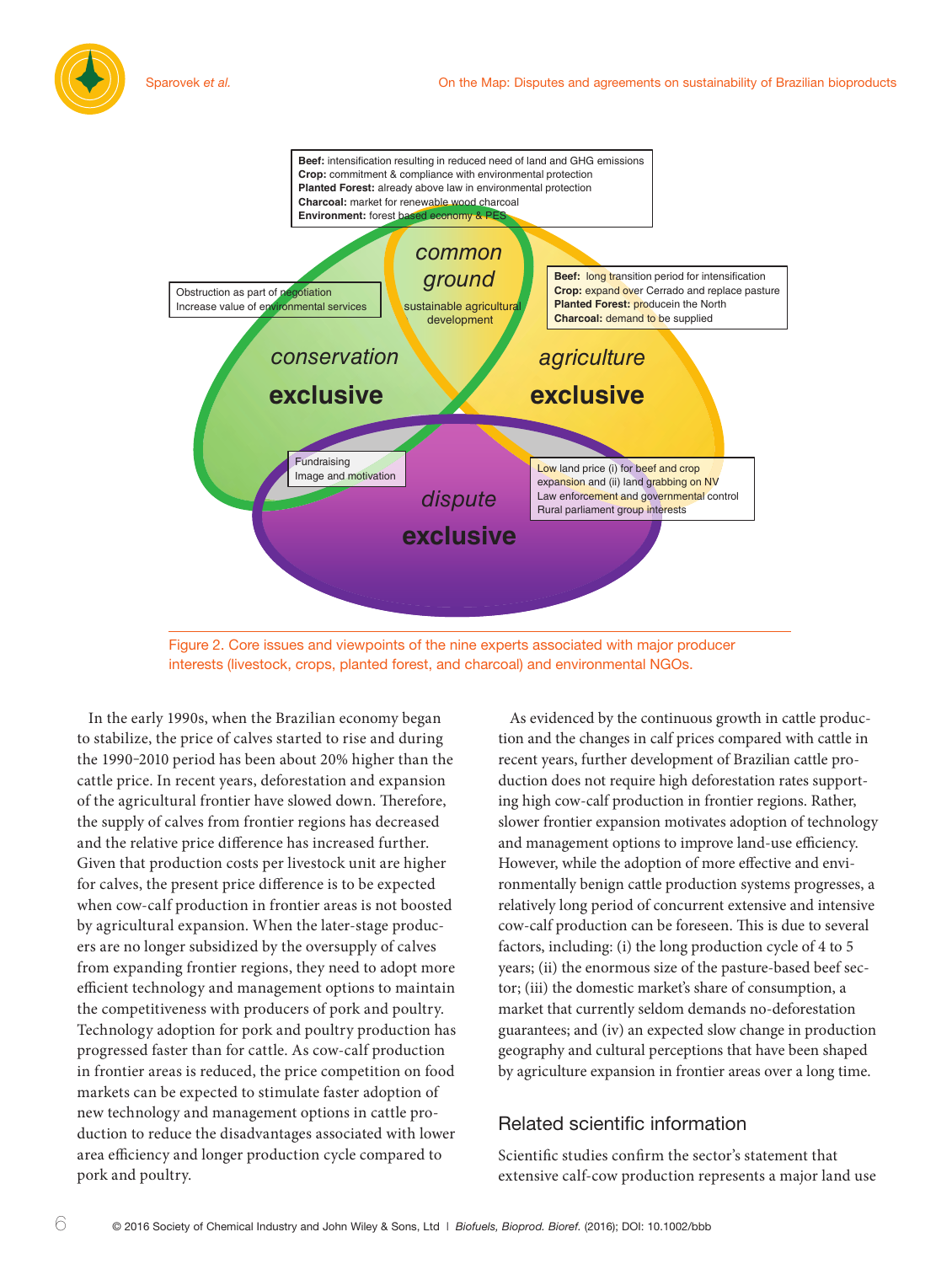**Beef:** intensification resulting in reduced need of land and GHG emissions
**Crop:** commitment & compliance with environmental protection
**Planted Forest:** already above law in environmental protection
**Charcoal:** market for renewable wood charcoal
**Environment:** forest based economy & PES

common ground

sustainable agricultural development

Obstruction as part of negotiation
Increase value of environmental services

**Beef:** long transition period for intensification
**Crop:** expand over Cerrado and replace pasture
**Planted Forest:** producein the North
**Charcoal:** demand to be supplied

conservation
**exclusive**

agriculture
**exclusive**

Fundraising
Image and motivation

Low land price (i) for beef and crop expansion and (ii) land grabbing on NV
Law enforcement and governmental control
Rural parliament group interests

dispute
**exclusive**

Figure 2. Core issues and viewpoints of the nine experts associated with major producer interests (livestock, crops, planted forest, and charcoal) and environmental NGOs.

In the early 1990s, when the Brazilian economy began to stabilize, the price of calves started to rise and during the 1990–2010 period has been about 20% higher than the cattle price. In recent years, deforestation and expansion of the agricultural frontier have slowed down. Therefore, the supply of calves from frontier regions has decreased and the relative price difference has increased further. Given that production costs per livestock unit are higher for calves, the present price difference is to be expected when cow-calf production in frontier areas is not boosted by agricultural expansion. When the later-stage producers are no longer subsidized by the oversupply of calves from expanding frontier regions, they need to adopt more efficient technology and management options to maintain the competitiveness with producers of pork and poultry. Technology adoption for pork and poultry production has progressed faster than for cattle. As cow-calf production in frontier areas is reduced, the price competition on food markets can be expected to stimulate faster adoption of new technology and management options in cattle production to reduce the disadvantages associated with lower area efficiency and longer production cycle compared to pork and poultry.

As evidenced by the continuous growth in cattle production and the changes in calf prices compared with cattle in recent years, further development of Brazilian cattle production does not require high deforestation rates supporting high cow-calf production in frontier regions. Rather, slower frontier expansion motivates adoption of technology and management options to improve land-use efficiency. However, while the adoption of more effective and environmentally benign cattle production systems progresses, a relatively long period of concurrent extensive and intensive cow-calf production can be foreseen. This is due to several factors, including: (i) the long production cycle of 4 to 5 years; (ii) the enormous size of the pasture-based beef sector; (iii) the domestic market's share of consumption, a market that currently seldom demands no-deforestation guarantees; and (iv) an expected slow change in production geography and cultural perceptions that have been shaped by agriculture expansion in frontier areas over a long time.

## Related scientific information

Scientific studies confirm the sector's statement that extensive calf-cow production represents a major land use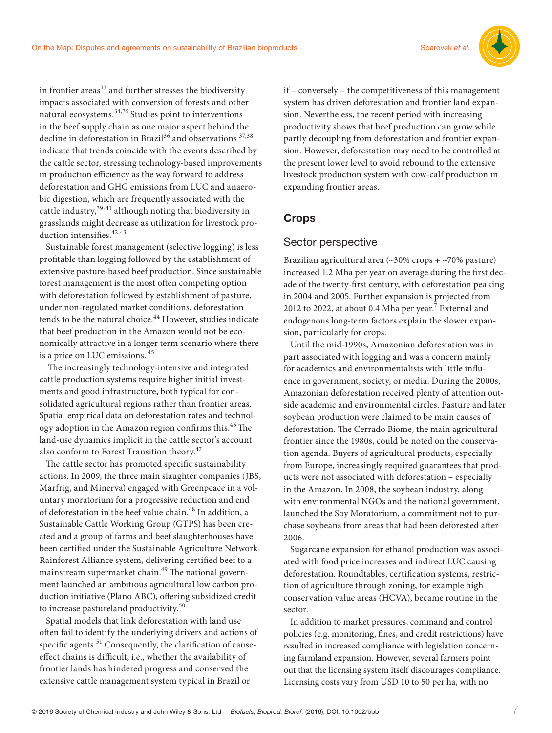in frontier areas[33] and further stresses the biodiversity impacts associated with conversion of forests and other natural ecosystems.[34,35] Studies point to interventions in the beef supply chain as one major aspect behind the decline in deforestation in Brazil[36] and observations [37,38] indicate that trends coincide with the events described by the cattle sector, stressing technology-based improvements in production efficiency as the way forward to address deforestation and GHG emissions from LUC and anaerobic digestion, which are frequently associated with the cattle industry,[39-41] although noting that biodiversity in grasslands might decrease as utilization for livestock production intensifies.[42,43]

Sustainable forest management (selective logging) is less profitable than logging followed by the establishment of extensive pasture-based beef production. Since sustainable forest management is the most often competing option with deforestation followed by establishment of pasture, under non-regulated market conditions, deforestation tends to be the natural choice.[44] However, studies indicate that beef production in the Amazon would not be economically attractive in a longer term scenario where there is a price on LUC emissions. [45]

The increasingly technology-intensive and integrated cattle production systems require higher initial investments and good infrastructure, both typical for consolidated agricultural regions rather than frontier areas. Spatial empirical data on deforestation rates and technology adoption in the Amazon region confirms this.[46] The land-use dynamics implicit in the cattle sector's account also conform to Forest Transition theory.[47]

The cattle sector has promoted specific sustainability actions. In 2009, the three main slaughter companies (JBS, Marfrig, and Minerva) engaged with Greenpeace in a voluntary moratorium for a progressive reduction and end of deforestation in the beef value chain.[48] In addition, a Sustainable Cattle Working Group (GTPS) has been created and a group of farms and beef slaughterhouses have been certified under the Sustainable Agriculture Network-Rainforest Alliance system, delivering certified beef to a mainstream supermarket chain.[49] The national government launched an ambitious agricultural low carbon production initiative (Plano ABC), offering subsidized credit to increase pastureland productivity.[50]

Spatial models that link deforestation with land use often fail to identify the underlying drivers and actions of specific agents.[51] Consequently, the clarification of cause-effect chains is difficult, i.e., whether the availability of frontier lands has hindered progress and conserved the extensive cattle management system typical in Brazil or if – conversely – the competitiveness of this management system has driven deforestation and frontier land expansion. Nevertheless, the recent period with increasing productivity shows that beef production can grow while partly decoupling from deforestation and frontier expansion. However, deforestation may need to be controlled at the present lower level to avoid rebound to the extensive livestock production system with cow-calf production in expanding frontier areas.

## Crops

### Sector perspective

Brazilian agricultural area (~30% crops + ~70% pasture) increased 1.2 Mha per year on average during the first decade of the twenty-first century, with deforestation peaking in 2004 and 2005. Further expansion is projected from 2012 to 2022, at about 0.4 Mha per year.[7] External and endogenous long-term factors explain the slower expansion, particularly for crops.

Until the mid-1990s, Amazonian deforestation was in part associated with logging and was a concern mainly for academics and environmentalists with little influence in government, society, or media. During the 2000s, Amazonian deforestation received plenty of attention outside academic and environmental circles. Pasture and later soybean production were claimed to be main causes of deforestation. The Cerrado Biome, the main agricultural frontier since the 1980s, could be noted on the conservation agenda. Buyers of agricultural products, especially from Europe, increasingly required guarantees that products were not associated with deforestation – especially in the Amazon. In 2008, the soybean industry, along with environmental NGOs and the national government, launched the Soy Moratorium, a commitment not to purchase soybeans from areas that had been deforested after 2006.

Sugarcane expansion for ethanol production was associated with food price increases and indirect LUC causing deforestation. Roundtables, certification systems, restriction of agriculture through zoning, for example high conservation value areas (HCVA), became routine in the sector.

In addition to market pressures, command and control policies (e.g. monitoring, fines, and credit restrictions) have resulted in increased compliance with legislation concerning farmland expansion. However, several farmers point out that the licensing system itself discourages compliance. Licensing costs vary from USD 10 to 50 per ha, with no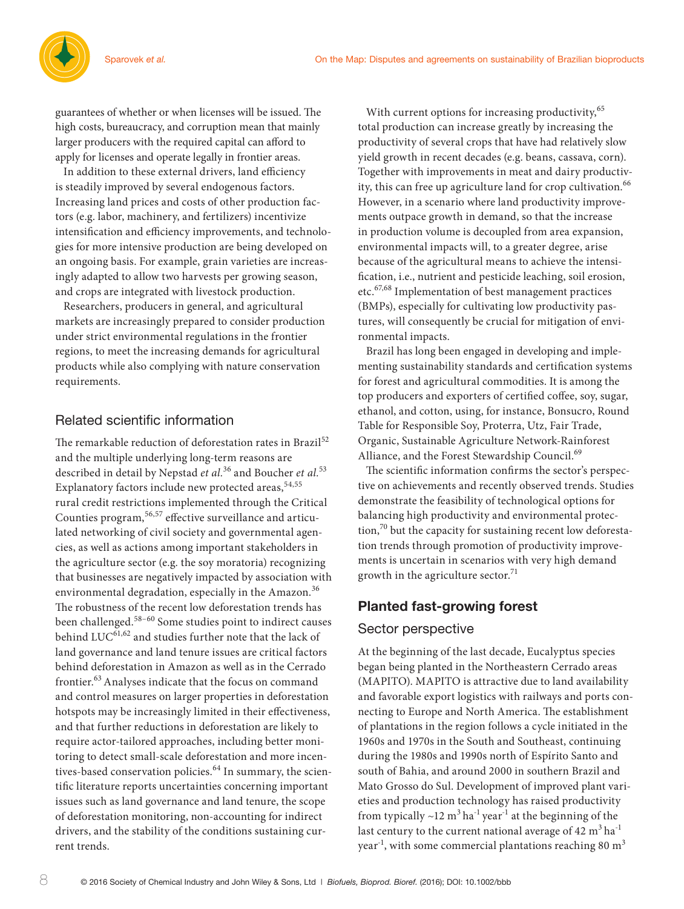guarantees of whether or when licenses will be issued. The high costs, bureaucracy, and corruption mean that mainly larger producers with the required capital can afford to apply for licenses and operate legally in frontier areas.

In addition to these external drivers, land efficiency is steadily improved by several endogenous factors. Increasing land prices and costs of other production factors (e.g. labor, machinery, and fertilizers) incentivize intensification and efficiency improvements, and technologies for more intensive production are being developed on an ongoing basis. For example, grain varieties are increasingly adapted to allow two harvests per growing season, and crops are integrated with livestock production.

Researchers, producers in general, and agricultural markets are increasingly prepared to consider production under strict environmental regulations in the frontier regions, to meet the increasing demands for agricultural products while also complying with nature conservation requirements.

### Related scientific information

The remarkable reduction of deforestation rates in Brazil[52] and the multiple underlying long-term reasons are described in detail by Nepstad *et al.*[36] and Boucher *et al.*[53] Explanatory factors include new protected areas,[54,55] rural credit restrictions implemented through the Critical Counties program,[56,57] effective surveillance and articulated networking of civil society and governmental agencies, as well as actions among important stakeholders in the agriculture sector (e.g. the soy moratoria) recognizing that businesses are negatively impacted by association with environmental degradation, especially in the Amazon.[36] The robustness of the recent low deforestation trends has been challenged.[58–60] Some studies point to indirect causes behind LUC[61,62] and studies further note that the lack of land governance and land tenure issues are critical factors behind deforestation in Amazon as well as in the Cerrado frontier.[63] Analyses indicate that the focus on command and control measures on larger properties in deforestation hotspots may be increasingly limited in their effectiveness, and that further reductions in deforestation are likely to require actor-tailored approaches, including better monitoring to detect small-scale deforestation and more incentives-based conservation policies.[64] In summary, the scientific literature reports uncertainties concerning important issues such as land governance and land tenure, the scope of deforestation monitoring, non-accounting for indirect drivers, and the stability of the conditions sustaining current trends.

With current options for increasing productivity,[65] total production can increase greatly by increasing the productivity of several crops that have had relatively slow yield growth in recent decades (e.g. beans, cassava, corn). Together with improvements in meat and dairy productivity, this can free up agriculture land for crop cultivation.[66] However, in a scenario where land productivity improvements outpace growth in demand, so that the increase in production volume is decoupled from area expansion, environmental impacts will, to a greater degree, arise because of the agricultural means to achieve the intensification, i.e., nutrient and pesticide leaching, soil erosion, etc.[67,68] Implementation of best management practices (BMPs), especially for cultivating low productivity pastures, will consequently be crucial for mitigation of environmental impacts.

Brazil has long been engaged in developing and implementing sustainability standards and certification systems for forest and agricultural commodities. It is among the top producers and exporters of certified coffee, soy, sugar, ethanol, and cotton, using, for instance, Bonsucro, Round Table for Responsible Soy, Proterra, Utz, Fair Trade, Organic, Sustainable Agriculture Network-Rainforest Alliance, and the Forest Stewardship Council.[69]

The scientific information confirms the sector's perspective on achievements and recently observed trends. Studies demonstrate the feasibility of technological options for balancing high productivity and environmental protection,[70] but the capacity for sustaining recent low deforestation trends through promotion of productivity improvements is uncertain in scenarios with very high demand growth in the agriculture sector.[71]

## Planted fast-growing forest

### Sector perspective

At the beginning of the last decade, Eucalyptus species began being planted in the Northeastern Cerrado areas (MAPITO). MAPITO is attractive due to land availability and favorable export logistics with railways and ports connecting to Europe and North America. The establishment of plantations in the region follows a cycle initiated in the 1960s and 1970s in the South and Southeast, continuing during the 1980s and 1990s north of Espírito Santo and south of Bahia, and around 2000 in southern Brazil and Mato Grosso do Sul. Development of improved plant varieties and production technology has raised productivity from typically ~12 $m^3\ ha^{-1}\ year^{-1}$ at the beginning of the last century to the current national average of 42 $m^3\ ha^{-1}\ year^{-1}$, with some commercial plantations reaching 80 $m^3$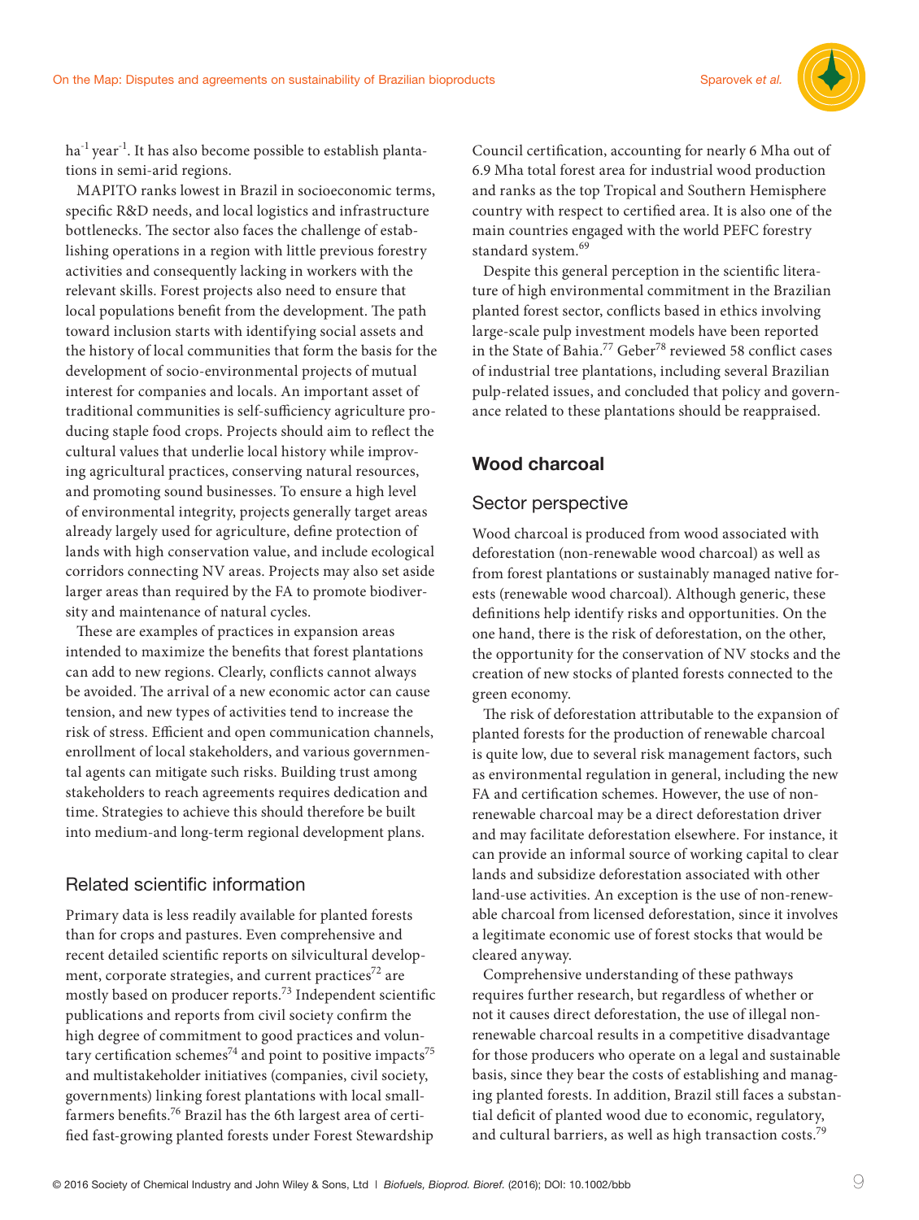ha$^{-1}$ year$^{-1}$. It has also become possible to establish plantations in semi-arid regions.

MAPITO ranks lowest in Brazil in socioeconomic terms, specific R&D needs, and local logistics and infrastructure bottlenecks. The sector also faces the challenge of establishing operations in a region with little previous forestry activities and consequently lacking in workers with the relevant skills. Forest projects also need to ensure that local populations benefit from the development. The path toward inclusion starts with identifying social assets and the history of local communities that form the basis for the development of socio-environmental projects of mutual interest for companies and locals. An important asset of traditional communities is self-sufficiency agriculture producing staple food crops. Projects should aim to reflect the cultural values that underlie local history while improving agricultural practices, conserving natural resources, and promoting sound businesses. To ensure a high level of environmental integrity, projects generally target areas already largely used for agriculture, define protection of lands with high conservation value, and include ecological corridors connecting NV areas. Projects may also set aside larger areas than required by the FA to promote biodiversity and maintenance of natural cycles.

These are examples of practices in expansion areas intended to maximize the benefits that forest plantations can add to new regions. Clearly, conflicts cannot always be avoided. The arrival of a new economic actor can cause tension, and new types of activities tend to increase the risk of stress. Efficient and open communication channels, enrollment of local stakeholders, and various governmental agents can mitigate such risks. Building trust among stakeholders to reach agreements requires dedication and time. Strategies to achieve this should therefore be built into medium-and long-term regional development plans.

### Related scientific information

Primary data is less readily available for planted forests than for crops and pastures. Even comprehensive and recent detailed scientific reports on silvicultural development, corporate strategies, and current practices[72] are mostly based on producer reports.[73] Independent scientific publications and reports from civil society confirm the high degree of commitment to good practices and voluntary certification schemes[74] and point to positive impacts[75] and multistakeholder initiatives (companies, civil society, governments) linking forest plantations with local smallfarmers benefits.[76] Brazil has the 6th largest area of certified fast-growing planted forests under Forest Stewardship Council certification, accounting for nearly 6 Mha out of 6.9 Mha total forest area for industrial wood production and ranks as the top Tropical and Southern Hemisphere country with respect to certified area. It is also one of the main countries engaged with the world PEFC forestry standard system.[69]

Despite this general perception in the scientific literature of high environmental commitment in the Brazilian planted forest sector, conflicts based in ethics involving large-scale pulp investment models have been reported in the State of Bahia.[77] Geber[78] reviewed 58 conflict cases of industrial tree plantations, including several Brazilian pulp-related issues, and concluded that policy and governance related to these plantations should be reappraised.

## Wood charcoal

### Sector perspective

Wood charcoal is produced from wood associated with deforestation (non-renewable wood charcoal) as well as from forest plantations or sustainably managed native forests (renewable wood charcoal). Although generic, these definitions help identify risks and opportunities. On the one hand, there is the risk of deforestation, on the other, the opportunity for the conservation of NV stocks and the creation of new stocks of planted forests connected to the green economy.

The risk of deforestation attributable to the expansion of planted forests for the production of renewable charcoal is quite low, due to several risk management factors, such as environmental regulation in general, including the new FA and certification schemes. However, the use of non-renewable charcoal may be a direct deforestation driver and may facilitate deforestation elsewhere. For instance, it can provide an informal source of working capital to clear lands and subsidize deforestation associated with other land-use activities. An exception is the use of non-renewable charcoal from licensed deforestation, since it involves a legitimate economic use of forest stocks that would be cleared anyway.

Comprehensive understanding of these pathways requires further research, but regardless of whether or not it causes direct deforestation, the use of illegal non-renewable charcoal results in a competitive disadvantage for those producers who operate on a legal and sustainable basis, since they bear the costs of establishing and managing planted forests. In addition, Brazil still faces a substantial deficit of planted wood due to economic, regulatory, and cultural barriers, as well as high transaction costs.[79]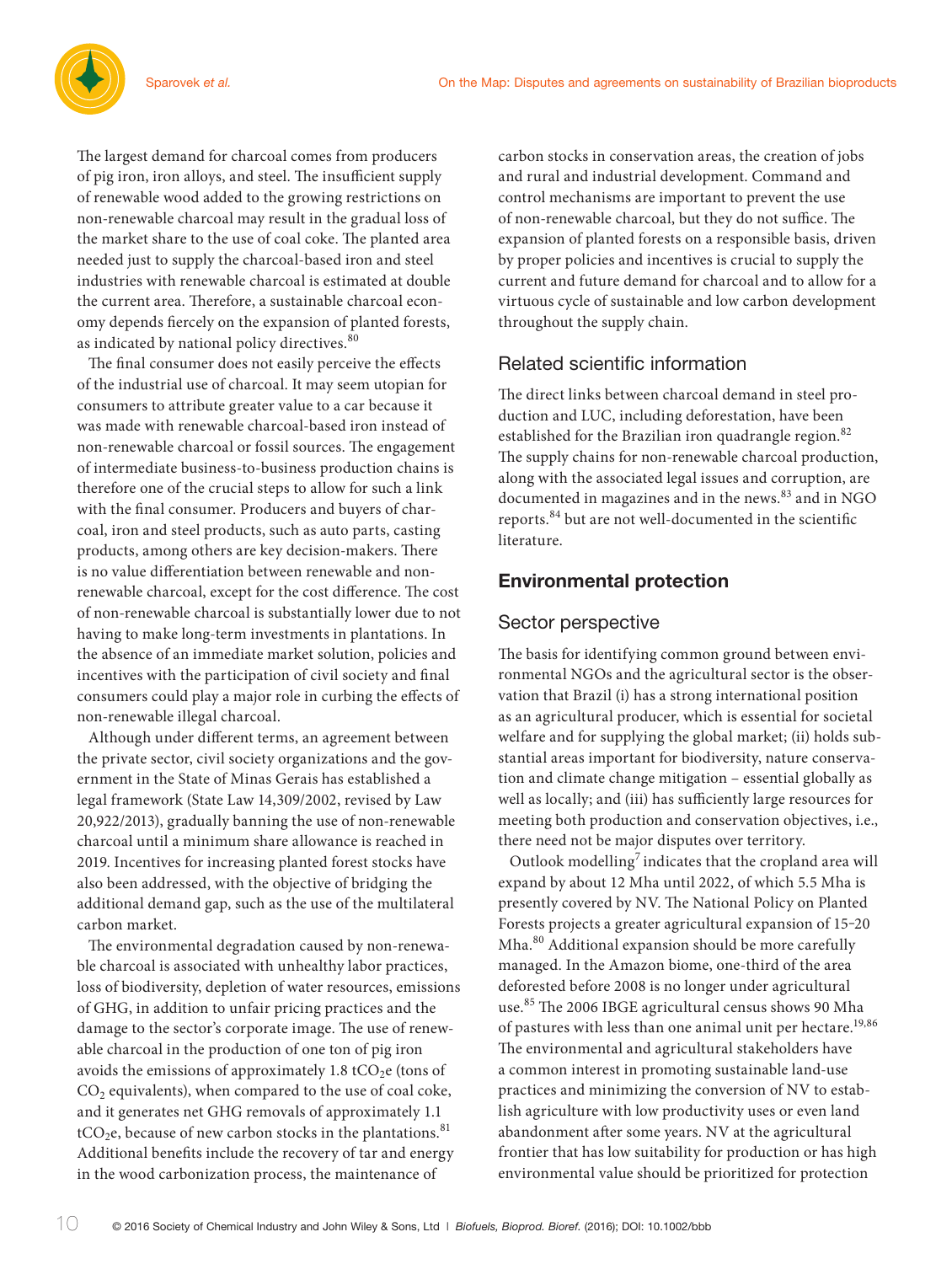The largest demand for charcoal comes from producers of pig iron, iron alloys, and steel. The insufficient supply of renewable wood added to the growing restrictions on non-renewable charcoal may result in the gradual loss of the market share to the use of coal coke. The planted area needed just to supply the charcoal-based iron and steel industries with renewable charcoal is estimated at double the current area. Therefore, a sustainable charcoal economy depends fiercely on the expansion of planted forests, as indicated by national policy directives.[80]

The final consumer does not easily perceive the effects of the industrial use of charcoal. It may seem utopian for consumers to attribute greater value to a car because it was made with renewable charcoal-based iron instead of non-renewable charcoal or fossil sources. The engagement of intermediate business-to-business production chains is therefore one of the crucial steps to allow for such a link with the final consumer. Producers and buyers of charcoal, iron and steel products, such as auto parts, casting products, among others are key decision-makers. There is no value differentiation between renewable and non-renewable charcoal, except for the cost difference. The cost of non-renewable charcoal is substantially lower due to not having to make long-term investments in plantations. In the absence of an immediate market solution, policies and incentives with the participation of civil society and final consumers could play a major role in curbing the effects of non-renewable illegal charcoal.

Although under different terms, an agreement between the private sector, civil society organizations and the government in the State of Minas Gerais has established a legal framework (State Law 14,309/2002, revised by Law 20,922/2013), gradually banning the use of non-renewable charcoal until a minimum share allowance is reached in 2019. Incentives for increasing planted forest stocks have also been addressed, with the objective of bridging the additional demand gap, such as the use of the multilateral carbon market.

The environmental degradation caused by non-renewable charcoal is associated with unhealthy labor practices, loss of biodiversity, depletion of water resources, emissions of GHG, in addition to unfair pricing practices and the damage to the sector's corporate image. The use of renewable charcoal in the production of one ton of pig iron avoids the emissions of approximately 1.8 $tCO_2e$ (tons of $CO_2$ equivalents), when compared to the use of coal coke, and it generates net GHG removals of approximately 1.1 $tCO_2e$, because of new carbon stocks in the plantations.[81] Additional benefits include the recovery of tar and energy in the wood carbonization process, the maintenance of carbon stocks in conservation areas, the creation of jobs and rural and industrial development. Command and control mechanisms are important to prevent the use of non-renewable charcoal, but they do not suffice. The expansion of planted forests on a responsible basis, driven by proper policies and incentives is crucial to supply the current and future demand for charcoal and to allow for a virtuous cycle of sustainable and low carbon development throughout the supply chain.

### Related scientific information

The direct links between charcoal demand in steel production and LUC, including deforestation, have been established for the Brazilian iron quadrangle region.[82] The supply chains for non-renewable charcoal production, along with the associated legal issues and corruption, are documented in magazines and in the news.[83] and in NGO reports.[84] but are not well-documented in the scientific literature.

## Environmental protection

### Sector perspective

The basis for identifying common ground between environmental NGOs and the agricultural sector is the observation that Brazil (i) has a strong international position as an agricultural producer, which is essential for societal welfare and for supplying the global market; (ii) holds substantial areas important for biodiversity, nature conservation and climate change mitigation – essential globally as well as locally; and (iii) has sufficiently large resources for meeting both production and conservation objectives, i.e., there need not be major disputes over territory.

Outlook modelling[7] indicates that the cropland area will expand by about 12 Mha until 2022, of which 5.5 Mha is presently covered by NV. The National Policy on Planted Forests projects a greater agricultural expansion of 15–20 Mha.[80] Additional expansion should be more carefully managed. In the Amazon biome, one-third of the area deforested before 2008 is no longer under agricultural use.[85] The 2006 IBGE agricultural census shows 90 Mha of pastures with less than one animal unit per hectare.[19,86] The environmental and agricultural stakeholders have a common interest in promoting sustainable land-use practices and minimizing the conversion of NV to establish agriculture with low productivity uses or even land abandonment after some years. NV at the agricultural frontier that has low suitability for production or has high environmental value should be prioritized for protection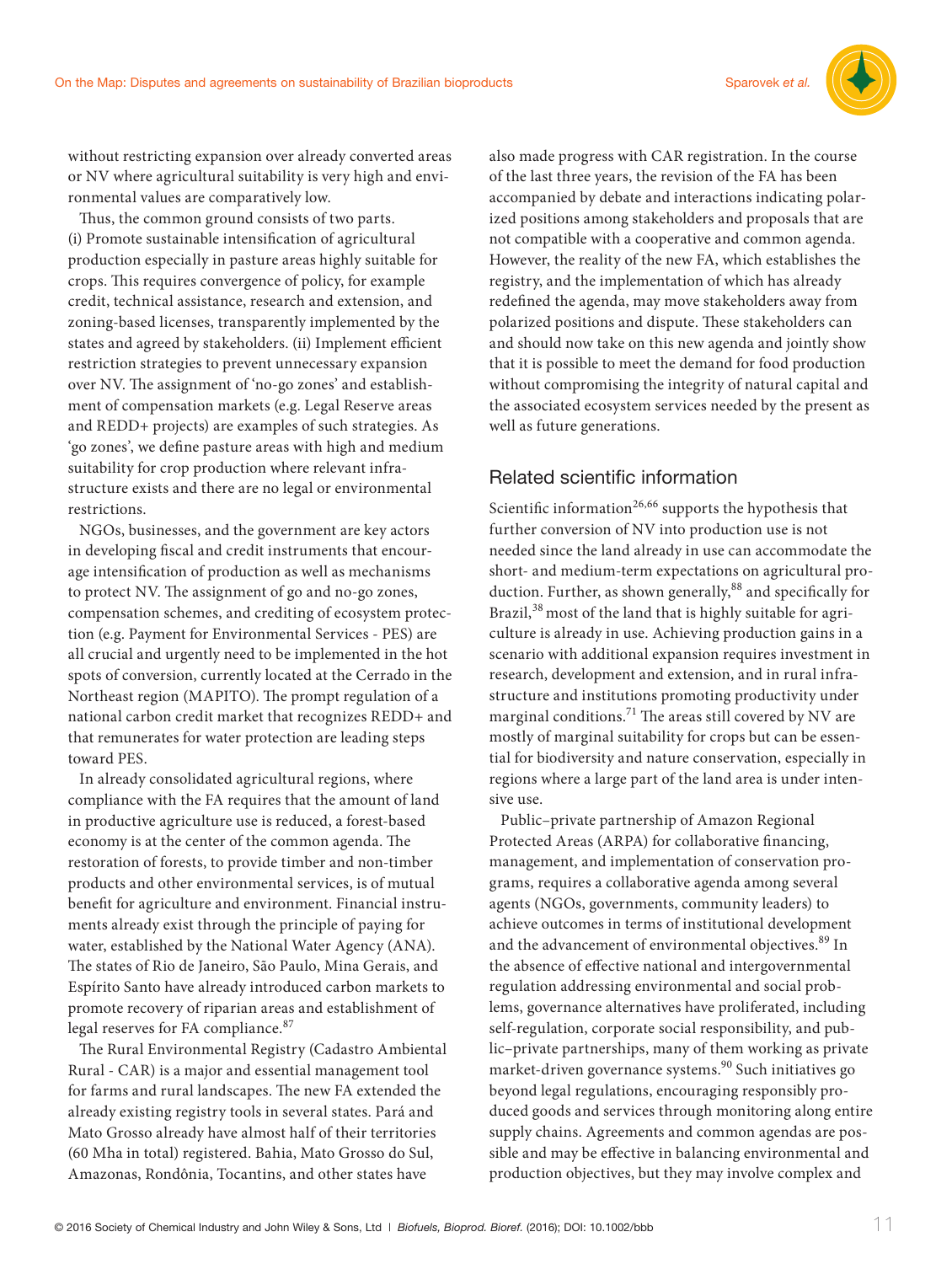without restricting expansion over already converted areas or NV where agricultural suitability is very high and environmental values are comparatively low.

Thus, the common ground consists of two parts. (i) Promote sustainable intensification of agricultural production especially in pasture areas highly suitable for crops. This requires convergence of policy, for example credit, technical assistance, research and extension, and zoning-based licenses, transparently implemented by the states and agreed by stakeholders. (ii) Implement efficient restriction strategies to prevent unnecessary expansion over NV. The assignment of 'no-go zones' and establishment of compensation markets (e.g. Legal Reserve areas and REDD+ projects) are examples of such strategies. As 'go zones', we define pasture areas with high and medium suitability for crop production where relevant infrastructure exists and there are no legal or environmental restrictions.

NGOs, businesses, and the government are key actors in developing fiscal and credit instruments that encourage intensification of production as well as mechanisms to protect NV. The assignment of go and no-go zones, compensation schemes, and crediting of ecosystem protection (e.g. Payment for Environmental Services - PES) are all crucial and urgently need to be implemented in the hot spots of conversion, currently located at the Cerrado in the Northeast region (MAPITO). The prompt regulation of a national carbon credit market that recognizes REDD+ and that remunerates for water protection are leading steps toward PES.

In already consolidated agricultural regions, where compliance with the FA requires that the amount of land in productive agriculture use is reduced, a forest-based economy is at the center of the common agenda. The restoration of forests, to provide timber and non-timber products and other environmental services, is of mutual benefit for agriculture and environment. Financial instruments already exist through the principle of paying for water, established by the National Water Agency (ANA). The states of Rio de Janeiro, São Paulo, Mina Gerais, and Espírito Santo have already introduced carbon markets to promote recovery of riparian areas and establishment of legal reserves for FA compliance.[87]

The Rural Environmental Registry (Cadastro Ambiental Rural - CAR) is a major and essential management tool for farms and rural landscapes. The new FA extended the already existing registry tools in several states. Pará and Mato Grosso already have almost half of their territories (60 Mha in total) registered. Bahia, Mato Grosso do Sul, Amazonas, Rondônia, Tocantins, and other states have also made progress with CAR registration. In the course of the last three years, the revision of the FA has been accompanied by debate and interactions indicating polarized positions among stakeholders and proposals that are not compatible with a cooperative and common agenda. However, the reality of the new FA, which establishes the registry, and the implementation of which has already redefined the agenda, may move stakeholders away from polarized positions and dispute. These stakeholders can and should now take on this new agenda and jointly show that it is possible to meet the demand for food production without compromising the integrity of natural capital and the associated ecosystem services needed by the present as well as future generations.

## Related scientific information

Scientific information[26,66] supports the hypothesis that further conversion of NV into production use is not needed since the land already in use can accommodate the short- and medium-term expectations on agricultural production. Further, as shown generally,[88] and specifically for Brazil,[38] most of the land that is highly suitable for agriculture is already in use. Achieving production gains in a scenario with additional expansion requires investment in research, development and extension, and in rural infrastructure and institutions promoting productivity under marginal conditions.[71] The areas still covered by NV are mostly of marginal suitability for crops but can be essential for biodiversity and nature conservation, especially in regions where a large part of the land area is under intensive use.

Public–private partnership of Amazon Regional Protected Areas (ARPA) for collaborative financing, management, and implementation of conservation programs, requires a collaborative agenda among several agents (NGOs, governments, community leaders) to achieve outcomes in terms of institutional development and the advancement of environmental objectives.[89] In the absence of effective national and intergovernmental regulation addressing environmental and social problems, governance alternatives have proliferated, including self-regulation, corporate social responsibility, and public–private partnerships, many of them working as private market-driven governance systems.[90] Such initiatives go beyond legal regulations, encouraging responsibly produced goods and services through monitoring along entire supply chains. Agreements and common agendas are possible and may be effective in balancing environmental and production objectives, but they may involve complex and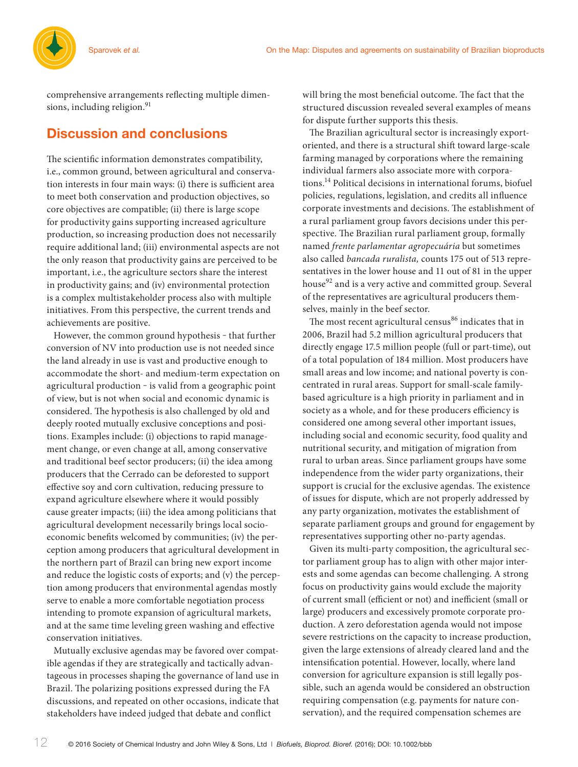comprehensive arrangements reflecting multiple dimensions, including religion.[91]

## Discussion and conclusions

The scientific information demonstrates compatibility, i.e., common ground, between agricultural and conservation interests in four main ways: (i) there is sufficient area to meet both conservation and production objectives, so core objectives are compatible; (ii) there is large scope for productivity gains supporting increased agriculture production, so increasing production does not necessarily require additional land; (iii) environmental aspects are not the only reason that productivity gains are perceived to be important, i.e., the agriculture sectors share the interest in productivity gains; and (iv) environmental protection is a complex multistakeholder process also with multiple initiatives. From this perspective, the current trends and achievements are positive.

However, the common ground hypothesis – that further conversion of NV into production use is not needed since the land already in use is vast and productive enough to accommodate the short- and medium-term expectation on agricultural production – is valid from a geographic point of view, but is not when social and economic dynamic is considered. The hypothesis is also challenged by old and deeply rooted mutually exclusive conceptions and positions. Examples include: (i) objections to rapid management change, or even change at all, among conservative and traditional beef sector producers; (ii) the idea among producers that the Cerrado can be deforested to support effective soy and corn cultivation, reducing pressure to expand agriculture elsewhere where it would possibly cause greater impacts; (iii) the idea among politicians that agricultural development necessarily brings local socio-economic benefits welcomed by communities; (iv) the perception among producers that agricultural development in the northern part of Brazil can bring new export income and reduce the logistic costs of exports; and (v) the perception among producers that environmental agendas mostly serve to enable a more comfortable negotiation process intending to promote expansion of agricultural markets, and at the same time leveling green washing and effective conservation initiatives.

Mutually exclusive agendas may be favored over compatible agendas if they are strategically and tactically advantageous in processes shaping the governance of land use in Brazil. The polarizing positions expressed during the FA discussions, and repeated on other occasions, indicate that stakeholders have indeed judged that debate and conflict will bring the most beneficial outcome. The fact that the structured discussion revealed several examples of means for dispute further supports this thesis.

The Brazilian agricultural sector is increasingly export-oriented, and there is a structural shift toward large-scale farming managed by corporations where the remaining individual farmers also associate more with corporations.[14] Political decisions in international forums, biofuel policies, regulations, legislation, and credits all influence corporate investments and decisions. The establishment of a rural parliament group favors decisions under this perspective. The Brazilian rural parliament group, formally named *frente parlamentar agropecuária* but sometimes also called *bancada ruralista,* counts 175 out of 513 representatives in the lower house and 11 out of 81 in the upper house[92] and is a very active and committed group. Several of the representatives are agricultural producers themselves, mainly in the beef sector.

The most recent agricultural census[86] indicates that in 2006, Brazil had 5.2 million agricultural producers that directly engage 17.5 million people (full or part-time), out of a total population of 184 million. Most producers have small areas and low income; and national poverty is concentrated in rural areas. Support for small-scale family-based agriculture is a high priority in parliament and in society as a whole, and for these producers efficiency is considered one among several other important issues, including social and economic security, food quality and nutritional security, and mitigation of migration from rural to urban areas. Since parliament groups have some independence from the wider party organizations, their support is crucial for the exclusive agendas. The existence of issues for dispute, which are not properly addressed by any party organization, motivates the establishment of separate parliament groups and ground for engagement by representatives supporting other no-party agendas.

Given its multi-party composition, the agricultural sector parliament group has to align with other major interests and some agendas can become challenging. A strong focus on productivity gains would exclude the majority of current small (efficient or not) and inefficient (small or large) producers and excessively promote corporate production. A zero deforestation agenda would not impose severe restrictions on the capacity to increase production, given the large extensions of already cleared land and the intensification potential. However, locally, where land conversion for agriculture expansion is still legally possible, such an agenda would be considered an obstruction requiring compensation (e.g. payments for nature conservation), and the required compensation schemes are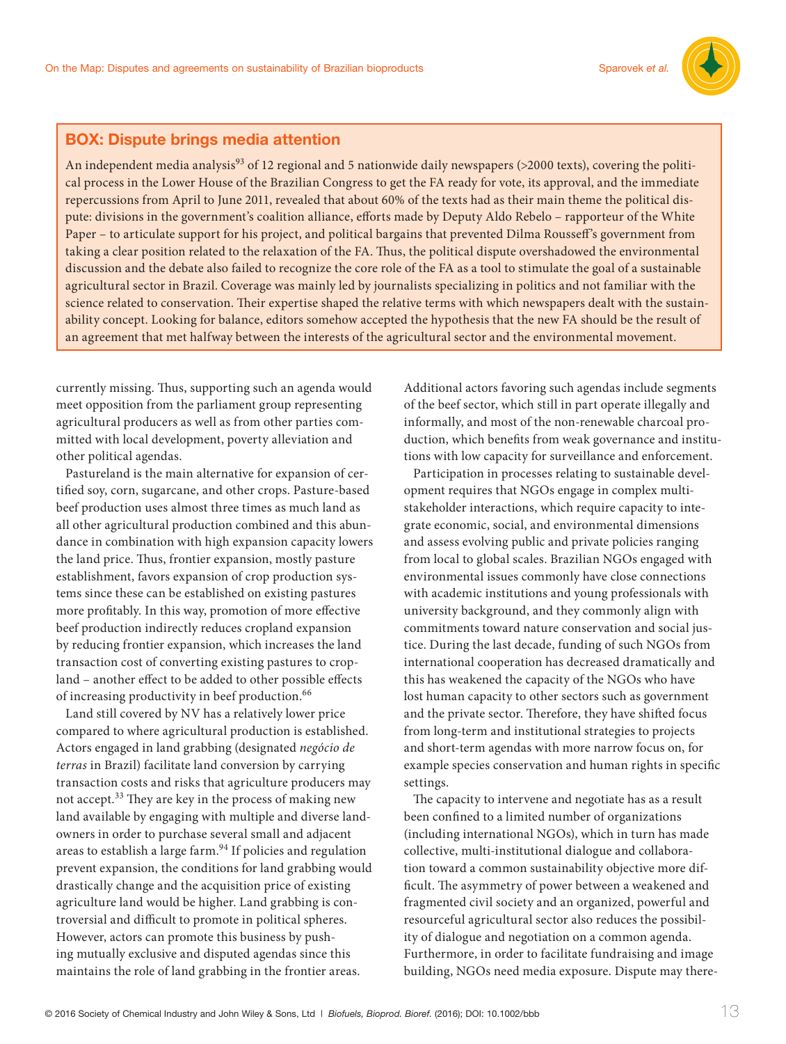## BOX: Dispute brings media attention

An independent media analysis[93] of 12 regional and 5 nationwide daily newspapers (>2000 texts), covering the political process in the Lower House of the Brazilian Congress to get the FA ready for vote, its approval, and the immediate repercussions from April to June 2011, revealed that about 60% of the texts had as their main theme the political dispute: divisions in the government's coalition alliance, efforts made by Deputy Aldo Rebelo – rapporteur of the White Paper – to articulate support for his project, and political bargains that prevented Dilma Rousseff's government from taking a clear position related to the relaxation of the FA. Thus, the political dispute overshadowed the environmental discussion and the debate also failed to recognize the core role of the FA as a tool to stimulate the goal of a sustainable agricultural sector in Brazil. Coverage was mainly led by journalists specializing in politics and not familiar with the science related to conservation. Their expertise shaped the relative terms with which newspapers dealt with the sustainability concept. Looking for balance, editors somehow accepted the hypothesis that the new FA should be the result of an agreement that met halfway between the interests of the agricultural sector and the environmental movement.

currently missing. Thus, supporting such an agenda would meet opposition from the parliament group representing agricultural producers as well as from other parties committed with local development, poverty alleviation and other political agendas.

Pastureland is the main alternative for expansion of certified soy, corn, sugarcane, and other crops. Pasture-based beef production uses almost three times as much land as all other agricultural production combined and this abundance in combination with high expansion capacity lowers the land price. Thus, frontier expansion, mostly pasture establishment, favors expansion of crop production systems since these can be established on existing pastures more profitably. In this way, promotion of more effective beef production indirectly reduces cropland expansion by reducing frontier expansion, which increases the land transaction cost of converting existing pastures to cropland – another effect to be added to other possible effects of increasing productivity in beef production.[66]

Land still covered by NV has a relatively lower price compared to where agricultural production is established. Actors engaged in land grabbing (designated *negócio de terras* in Brazil) facilitate land conversion by carrying transaction costs and risks that agriculture producers may not accept.[33] They are key in the process of making new land available by engaging with multiple and diverse landowners in order to purchase several small and adjacent areas to establish a large farm.[94] If policies and regulation prevent expansion, the conditions for land grabbing would drastically change and the acquisition price of existing agriculture land would be higher. Land grabbing is controversial and difficult to promote in political spheres. However, actors can promote this business by pushing mutually exclusive and disputed agendas since this maintains the role of land grabbing in the frontier areas. Additional actors favoring such agendas include segments of the beef sector, which still in part operate illegally and informally, and most of the non-renewable charcoal production, which benefits from weak governance and institutions with low capacity for surveillance and enforcement.

Participation in processes relating to sustainable development requires that NGOs engage in complex multi-stakeholder interactions, which require capacity to integrate economic, social, and environmental dimensions and assess evolving public and private policies ranging from local to global scales. Brazilian NGOs engaged with environmental issues commonly have close connections with academic institutions and young professionals with university background, and they commonly align with commitments toward nature conservation and social justice. During the last decade, funding of such NGOs from international cooperation has decreased dramatically and this has weakened the capacity of the NGOs who have lost human capacity to other sectors such as government and the private sector. Therefore, they have shifted focus from long-term and institutional strategies to projects and short-term agendas with more narrow focus on, for example species conservation and human rights in specific settings.

The capacity to intervene and negotiate has as a result been confined to a limited number of organizations (including international NGOs), which in turn has made collective, multi-institutional dialogue and collaboration toward a common sustainability objective more difficult. The asymmetry of power between a weakened and fragmented civil society and an organized, powerful and resourceful agricultural sector also reduces the possibility of dialogue and negotiation on a common agenda. Furthermore, in order to facilitate fundraising and image building, NGOs need media exposure. Dispute may there-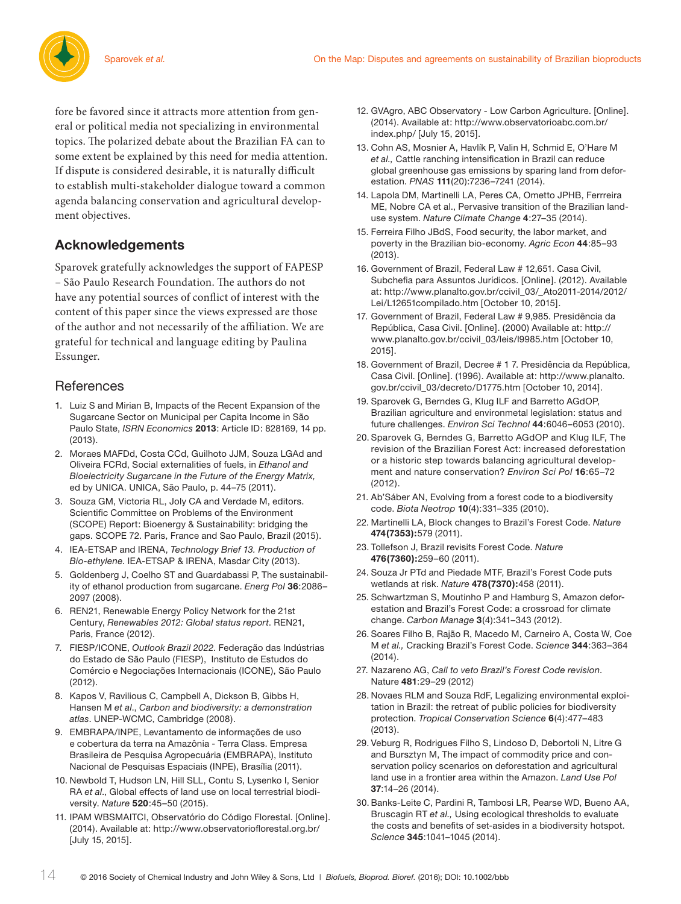fore be favored since it attracts more attention from general or political media not specializing in environmental topics. The polarized debate about the Brazilian FA can to some extent be explained by this need for media attention. If dispute is considered desirable, it is naturally difficult to establish multi-stakeholder dialogue toward a common agenda balancing conservation and agricultural development objectives.

## Acknowledgements

Sparovek gratefully acknowledges the support of FAPESP – São Paulo Research Foundation. The authors do not have any potential sources of conflict of interest with the content of this paper since the views expressed are those of the author and not necessarily of the affiliation. We are grateful for technical and language editing by Paulina Essunger.

## References

1. Luiz S and Mirian B, Impacts of the Recent Expansion of the Sugarcane Sector on Municipal per Capita Income in São Paulo State, *ISRN Economics* **2013**: Article ID: 828169, 14 pp. (2013).
2. Moraes MAFDd, Costa CCd, Guilhoto JJM, Souza LGAd and Oliveira FCRd, Social externalities of fuels, in *Ethanol and Bioelectricity Sugarcane in the Future of the Energy Matrix,* ed by UNICA. UNICA, São Paulo, p. 44–75 (2011).
3. Souza GM, Victoria RL, Joly CA and Verdade M, editors. Scientific Committee on Problems of the Environment (SCOPE) Report: Bioenergy & Sustainability: bridging the gaps. SCOPE 72. Paris, France and Sao Paulo, Brazil (2015).
4. IEA-ETSAP and IRENA, *Technology Brief 13. Production of Bio-ethylene*. IEA-ETSAP & IRENA, Masdar City (2013).
5. Goldenberg J, Coelho ST and Guardabassi P, The sustainability of ethanol production from sugarcane. *Energ Pol* **36**:2086–2097 (2008).
6. REN21, Renewable Energy Policy Network for the 21st Century, *Renewables 2012: Global status report*. REN21, Paris, France (2012).
7. FIESP/ICONE, *Outlook Brazil 2022*. Federação das Indústrias do Estado de São Paulo (FIESP), Instituto de Estudos do Comércio e Negociações Internacionais (ICONE), São Paulo (2012).
8. Kapos V, Ravilious C, Campbell A, Dickson B, Gibbs H, Hansen M *et al*., *Carbon and biodiversity: a demonstration atlas*. UNEP-WCMC, Cambridge (2008).
9. EMBRAPA/INPE, Levantamento de informações de uso e cobertura da terra na Amazônia - Terra Class. Empresa Brasileira de Pesquisa Agropecuária (EMBRAPA), Instituto Nacional de Pesquisas Espaciais (INPE), Brasília (2011).
10. Newbold T, Hudson LN, Hill SLL, Contu S, Lysenko I, Senior RA *et al*., Global effects of land use on local terrestrial biodiversity. *Nature* **520**:45–50 (2015).
11. IPAM WBSMAITCI, Observatório do Código Florestal. [Online]. (2014). Available at: http://www.observatorioflorestal.org.br/ [July 15, 2015].
12. GVAgro, ABC Observatory - Low Carbon Agriculture. [Online]. (2014). Available at: http://www.observatorioabc.com.br/index.php/ [July 15, 2015].
13. Cohn AS, Mosnier A, Havlík P, Valin H, Schmid E, O'Hare M *et al.,* Cattle ranching intensification in Brazil can reduce global greenhouse gas emissions by sparing land from deforestation. *PNAS* **111**(20):7236–7241 (2014).
14. Lapola DM, Martinelli LA, Peres CA, Ometto JPHB, Ferrreira ME, Nobre CA et al., Pervasive transition of the Brazilian land-use system. *Nature Climate Change* **4**:27–35 (2014).
15. Ferreira Filho JBdS, Food security, the labor market, and poverty in the Brazilian bio-economy. *Agric Econ* **44**:85–93 (2013).
16. Government of Brazil, Federal Law # 12,651. Casa Civil, Subchefia para Assuntos Jurídicos. [Online]. (2012). Available at: http://www.planalto.gov.br/ccivil_03/_Ato2011-2014/2012/Lei/L12651compilado.htm [October 10, 2015].
17. Government of Brazil, Federal Law # 9,985. Presidência da República, Casa Civil. [Online]. (2000) Available at: http://www.planalto.gov.br/ccivil_03/leis/l9985.htm [October 10, 2015].
18. Government of Brazil, Decree # 1 7. Presidência da República, Casa Civil. [Online]. (1996). Available at: http://www.planalto.gov.br/ccivil_03/decreto/D1775.htm [October 10, 2014].
19. Sparovek G, Berndes G, Klug ILF and Barretto AGdOP, Brazilian agriculture and environmetal legislation: status and future challenges. *Environ Sci Technol* **44**:6046–6053 (2010).
20. Sparovek G, Berndes G, Barretto AGdOP and Klug ILF, The revision of the Brazilian Forest Act: increased deforestation or a historic step towards balancing agricultural development and nature conservation? *Environ Sci Pol* **16**:65–72 (2012).
21. Ab'Sáber AN, Evolving from a forest code to a biodiversity code. *Biota Neotrop* **10**(4):331–335 (2010).
22. Martinelli LA, Block changes to Brazil's Forest Code. *Nature* **474(7353):**579 (2011).
23. Tollefson J, Brazil revisits Forest Code. *Nature* **476(7360):**259–60 (2011).
24. Souza Jr PTd and Piedade MTF, Brazil's Forest Code puts wetlands at risk. *Nature* **478(7370):**458 (2011).
25. Schwartzman S, Moutinho P and Hamburg S, Amazon deforestation and Brazil's Forest Code: a crossroad for climate change. *Carbon Manage* **3**(4):341–343 (2012).
26. Soares Filho B, Rajão R, Macedo M, Carneiro A, Costa W, Coe M *et al.,* Cracking Brazil's Forest Code. *Science* **344**:363–364 (2014).
27. Nazareno AG, *Call to veto Brazil's Forest Code revision*. Nature **481**:29–29 (2012)
28. Novaes RLM and Souza RdF, Legalizing environmental exploitation in Brazil: the retreat of public policies for biodiversity protection. *Tropical Conservation Science* **6**(4):477–483 (2013).
29. Veburg R, Rodrigues Filho S, Lindoso D, Debortoli N, Litre G and Bursztyn M, The impact of commodity price and conservation policy scenarios on deforestation and agricultural land use in a frontier area within the Amazon. *Land Use Pol* **37**:14–26 (2014).
30. Banks-Leite C, Pardini R, Tambosi LR, Pearse WD, Bueno AA, Bruscagin RT *et al.,* Using ecological thresholds to evaluate the costs and benefits of set-asides in a biodiversity hotspot. *Science* **345**:1041–1045 (2014).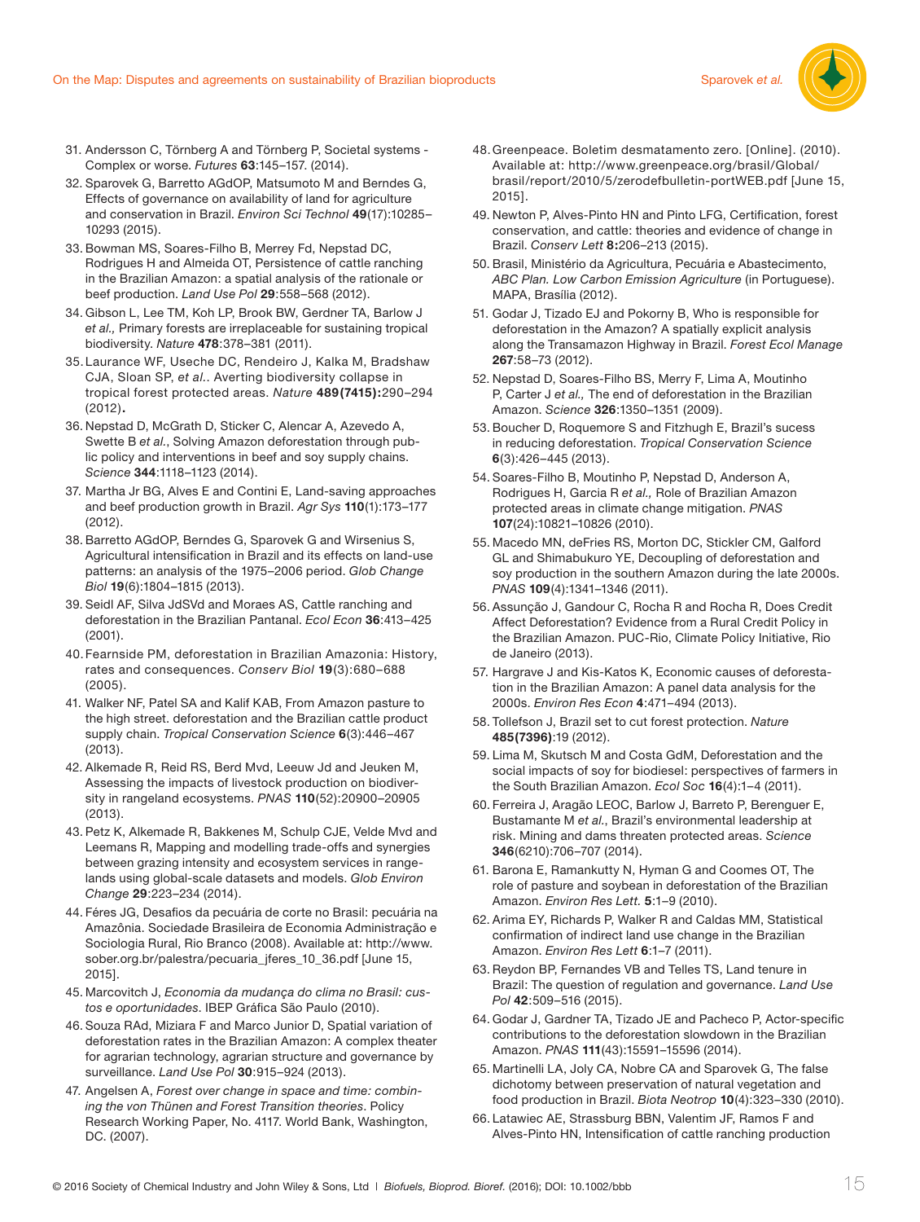31. Andersson C, Törnberg A and Törnberg P, Societal systems - Complex or worse. *Futures* **63**:145–157. (2014).
32. Sparovek G, Barretto AGdOP, Matsumoto M and Berndes G, Effects of governance on availability of land for agriculture and conservation in Brazil. *Environ Sci Technol* **49**(17):10285–10293 (2015).
33. Bowman MS, Soares-Filho B, Merrey Fd, Nepstad DC, Rodrigues H and Almeida OT, Persistence of cattle ranching in the Brazilian Amazon: a spatial analysis of the rationale or beef production. *Land Use Pol* **29**:558–568 (2012).
34. Gibson L, Lee TM, Koh LP, Brook BW, Gerdner TA, Barlow J *et al.,* Primary forests are irreplaceable for sustaining tropical biodiversity. *Nature* **478**:378–381 (2011).
35. Laurance WF, Useche DC, Rendeiro J, Kalka M, Bradshaw CJA, Sloan SP, *et al.*. Averting biodiversity collapse in tropical forest protected areas. *Nature* **489(7415):**290–294 (2012)**.**
36. Nepstad D, McGrath D, Sticker C, Alencar A, Azevedo A, Swette B *et al.*, Solving Amazon deforestation through public policy and interventions in beef and soy supply chains. *Science* **344**:1118–1123 (2014).
37. Martha Jr BG, Alves E and Contini E, Land-saving approaches and beef production growth in Brazil. *Agr Sys* **110**(1):173–177 (2012).
38. Barretto AGdOP, Berndes G, Sparovek G and Wirsenius S, Agricultural intensification in Brazil and its effects on land-use patterns: an analysis of the 1975–2006 period. *Glob Change Biol* **19**(6):1804–1815 (2013).
39. Seidl AF, Silva JdSVd and Moraes AS, Cattle ranching and deforestation in the Brazilian Pantanal. *Ecol Econ* **36**:413–425 (2001).
40. Fearnside PM, deforestation in Brazilian Amazonia: History, rates and consequences. *Conserv Biol* **19**(3):680–688 (2005).
41. Walker NF, Patel SA and Kalif KAB, From Amazon pasture to the high street. deforestation and the Brazilian cattle product supply chain. *Tropical Conservation Science* **6**(3):446–467 (2013).
42. Alkemade R, Reid RS, Berd Mvd, Leeuw Jd and Jeuken M, Assessing the impacts of livestock production on biodiversity in rangeland ecosystems. *PNAS* **110**(52):20900–20905 (2013).
43. Petz K, Alkemade R, Bakkenes M, Schulp CJE, Velde Mvd and Leemans R, Mapping and modelling trade-offs and synergies between grazing intensity and ecosystem services in rangelands using global-scale datasets and models. *Glob Environ Change* **29**:223–234 (2014).
44. Féres JG, Desafios da pecuária de corte no Brasil: pecuária na Amazônia. Sociedade Brasileira de Economia Administração e Sociologia Rural, Rio Branco (2008). Available at: http://www.sober.org.br/palestra/pecuaria_jferes_10_36.pdf [June 15, 2015].
45. Marcovitch J, *Economia da mudança do clima no Brasil: custos e oportunidades*. IBEP Gráfica São Paulo (2010).
46. Souza RAd, Miziara F and Marco Junior D, Spatial variation of deforestation rates in the Brazilian Amazon: A complex theater for agrarian technology, agrarian structure and governance by surveillance. *Land Use Pol* **30**:915–924 (2013).
47. Angelsen A, *Forest over change in space and time: combining the von Thünen and Forest Transition theories*. Policy Research Working Paper, No. 4117. World Bank, Washington, DC. (2007).
48. Greenpeace. Boletim desmatamento zero. [Online]. (2010). Available at: http://www.greenpeace.org/brasil/Global/brasil/report/2010/5/zerodefbulletin-portWEB.pdf [June 15, 2015].
49. Newton P, Alves-Pinto HN and Pinto LFG, Certification, forest conservation, and cattle: theories and evidence of change in Brazil. *Conserv Lett* **8:**206–213 (2015).
50. Brasil, Ministério da Agricultura, Pecuária e Abastecimento, *ABC Plan. Low Carbon Emission Agriculture* (in Portuguese). MAPA, Brasília (2012).
51. Godar J, Tizado EJ and Pokorny B, Who is responsible for deforestation in the Amazon? A spatially explicit analysis along the Transamazon Highway in Brazil. *Forest Ecol Manage* **267**:58–73 (2012).
52. Nepstad D, Soares-Filho BS, Merry F, Lima A, Moutinho P, Carter J *et al.,* The end of deforestation in the Brazilian Amazon. *Science* **326**:1350–1351 (2009).
53. Boucher D, Roquemore S and Fitzhugh E, Brazil's sucess in reducing deforestation. *Tropical Conservation Science* **6**(3):426–445 (2013).
54. Soares-Filho B, Moutinho P, Nepstad D, Anderson A, Rodrigues H, Garcia R *et al.,* Role of Brazilian Amazon protected areas in climate change mitigation. *PNAS* **107**(24):10821–10826 (2010).
55. Macedo MN, deFries RS, Morton DC, Stickler CM, Galford GL and Shimabukuro YE, Decoupling of deforestation and soy production in the southern Amazon during the late 2000s. *PNAS* **109**(4):1341–1346 (2011).
56. Assunção J, Gandour C, Rocha R and Rocha R, Does Credit Affect Deforestation? Evidence from a Rural Credit Policy in the Brazilian Amazon. PUC-Rio, Climate Policy Initiative, Rio de Janeiro (2013).
57. Hargrave J and Kis-Katos K, Economic causes of deforestation in the Brazilian Amazon: A panel data analysis for the 2000s. *Environ Res Econ* **4**:471–494 (2013).
58. Tollefson J, Brazil set to cut forest protection. *Nature* **485(7396)**:19 (2012).
59. Lima M, Skutsch M and Costa GdM, Deforestation and the social impacts of soy for biodiesel: perspectives of farmers in the South Brazilian Amazon. *Ecol Soc* **16**(4):1–4 (2011).
60. Ferreira J, Aragão LEOC, Barlow J, Barreto P, Berenguer E, Bustamante M *et al.*, Brazil's environmental leadership at risk. Mining and dams threaten protected areas. *Science* **346**(6210):706–707 (2014).
61. Barona E, Ramankutty N, Hyman G and Coomes OT, The role of pasture and soybean in deforestation of the Brazilian Amazon. *Environ Res Lett.* **5**:1–9 (2010).
62. Arima EY, Richards P, Walker R and Caldas MM, Statistical confirmation of indirect land use change in the Brazilian Amazon. *Environ Res Lett* **6**:1–7 (2011).
63. Reydon BP, Fernandes VB and Telles TS, Land tenure in Brazil: The question of regulation and governance. *Land Use Pol* **42**:509–516 (2015).
64. Godar J, Gardner TA, Tizado JE and Pacheco P, Actor-specific contributions to the deforestation slowdown in the Brazilian Amazon. *PNAS* **111**(43):15591–15596 (2014).
65. Martinelli LA, Joly CA, Nobre CA and Sparovek G, The false dichotomy between preservation of natural vegetation and food production in Brazil. *Biota Neotrop* **10**(4):323–330 (2010).
66. Latawiec AE, Strassburg BBN, Valentim JF, Ramos F and Alves-Pinto HN, Intensification of cattle ranching production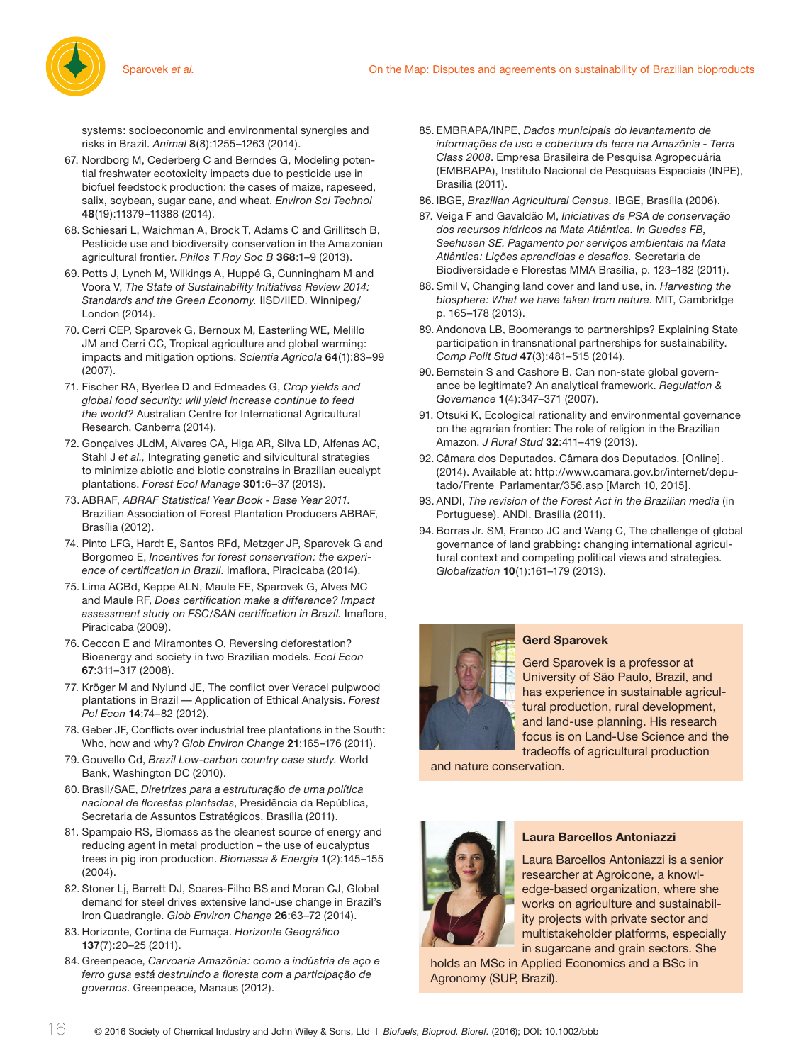systems: socioeconomic and environmental synergies and risks in Brazil. *Animal* **8**(8):1255–1263 (2014).

67. Nordborg M, Cederberg C and Berndes G, Modeling potential freshwater ecotoxicity impacts due to pesticide use in biofuel feedstock production: the cases of maize, rapeseed, salix, soybean, sugar cane, and wheat. *Environ Sci Technol* **48**(19):11379–11388 (2014).
68. Schiesari L, Waichman A, Brock T, Adams C and Grillitsch B, Pesticide use and biodiversity conservation in the Amazonian agricultural frontier. *Philos T Roy Soc B* **368**:1–9 (2013).
69. Potts J, Lynch M, Wilkings A, Huppé G, Cunningham M and Voora V, *The State of Sustainability Initiatives Review 2014: Standards and the Green Economy.* IISD/IIED. Winnipeg/London (2014).
70. Cerri CEP, Sparovek G, Bernoux M, Easterling WE, Melillo JM and Cerri CC, Tropical agriculture and global warming: impacts and mitigation options. *Scientia Agricola* **64**(1):83–99 (2007).
71. Fischer RA, Byerlee D and Edmeades G, *Crop yields and global food security: will yield increase continue to feed the world?* Australian Centre for International Agricultural Research, Canberra (2014).
72. Gonçalves JLdM, Alvares CA, Higa AR, Silva LD, Alfenas AC, Stahl J *et al.,* Integrating genetic and silvicultural strategies to minimize abiotic and biotic constrains in Brazilian eucalypt plantations. *Forest Ecol Manage* **301**:6–37 (2013).
73. ABRAF, *ABRAF Statistical Year Book - Base Year 2011.* Brazilian Association of Forest Plantation Producers ABRAF, Brasília (2012).
74. Pinto LFG, Hardt E, Santos RFd, Metzger JP, Sparovek G and Borgomeo E, *Incentives for forest conservation: the experience of certification in Brazil.* Imaflora, Piracicaba (2014).
75. Lima ACBd, Keppe ALN, Maule FE, Sparovek G, Alves MC and Maule RF, *Does certification make a difference? Impact assessment study on FSC/SAN certification in Brazil.* Imaflora, Piracicaba (2009).
76. Ceccon E and Miramontes O, Reversing deforestation? Bioenergy and society in two Brazilian models. *Ecol Econ* **67**:311–317 (2008).
77. Kröger M and Nylund JE, The conflict over Veracel pulpwood plantations in Brazil — Application of Ethical Analysis. *Forest Pol Econ* **14**:74–82 (2012).
78. Geber JF, Conflicts over industrial tree plantations in the South: Who, how and why? *Glob Environ Change* **21**:165–176 (2011).
79. Gouvello Cd, *Brazil Low-carbon country case study.* World Bank, Washington DC (2010).
80. Brasil/SAE, *Diretrizes para a estruturação de uma política nacional de florestas plantadas*, Presidência da República, Secretaria de Assuntos Estratégicos, Brasília (2011).
81. Spampaio RS, Biomass as the cleanest source of energy and reducing agent in metal production – the use of eucalyptus trees in pig iron production. *Biomassa & Energia* **1**(2):145–155 (2004).
82. Stoner Lj, Barrett DJ, Soares-Filho BS and Moran CJ, Global demand for steel drives extensive land-use change in Brazil's Iron Quadrangle. *Glob Environ Change* **26**:63–72 (2014).
83. Horizonte, Cortina de Fumaça. *Horizonte Geográfico* **137**(7):20–25 (2011).
84. Greenpeace, *Carvoaria Amazônia: como a indústria de aço e ferro gusa está destruindo a floresta com a participação de governos*. Greenpeace, Manaus (2012).
85. EMBRAPA/INPE, *Dados municipais do levantamento de informações de uso e cobertura da terra na Amazônia - Terra Class 2008*. Empresa Brasileira de Pesquisa Agropecuária (EMBRAPA), Instituto Nacional de Pesquisas Espaciais (INPE), Brasília (2011).
86. IBGE, *Brazilian Agricultural Census.* IBGE, Brasília (2006).
87. Veiga F and Gavaldão M, *Iniciativas de PSA de conservação dos recursos hídricos na Mata Atlântica. In Guedes FB, Seehusen SE. Pagamento por serviços ambientais na Mata Atlântica: Lições aprendidas e desafios.* Secretaria de Biodiversidade e Florestas MMA Brasília, p. 123–182 (2011).
88. Smil V, Changing land cover and land use, in. *Harvesting the biosphere: What we have taken from nature*. MIT, Cambridge p. 165–178 (2013).
89. Andonova LB, Boomerangs to partnerships? Explaining State participation in transnational partnerships for sustainability. *Comp Polit Stud* **47**(3):481–515 (2014).
90. Bernstein S and Cashore B. Can non-state global governance be legitimate? An analytical framework. *Regulation & Governance* **1**(4):347–371 (2007).
91. Otsuki K, Ecological rationality and environmental governance on the agrarian frontier: The role of religion in the Brazilian Amazon. *J Rural Stud* **32**:411–419 (2013).
92. Câmara dos Deputados. Câmara dos Deputados. [Online]. (2014). Available at: http://www.camara.gov.br/internet/deputado/Frente_Parlamentar/356.asp [March 10, 2015].
93. ANDI, *The revision of the Forest Act in the Brazilian media* (in Portuguese). ANDI, Brasília (2011).
94. Borras Jr. SM, Franco JC and Wang C, The challenge of global governance of land grabbing: changing international agricultural context and competing political views and strategies. *Globalization* **10**(1):161–179 (2013).

**Gerd Sparovek**

Gerd Sparovek is a professor at University of São Paulo, Brazil, and has experience in sustainable agricultural production, rural development, and land-use planning. His research focus is on Land-Use Science and the tradeoffs of agricultural production and nature conservation.

**Laura Barcellos Antoniazzi**

Laura Barcellos Antoniazzi is a senior researcher at Agroicone, a knowledge-based organization, where she works on agriculture and sustainability projects with private sector and multistakeholder platforms, especially in sugarcane and grain sectors. She holds an MSc in Applied Economics and a BSc in Agronomy (SUP, Brazil).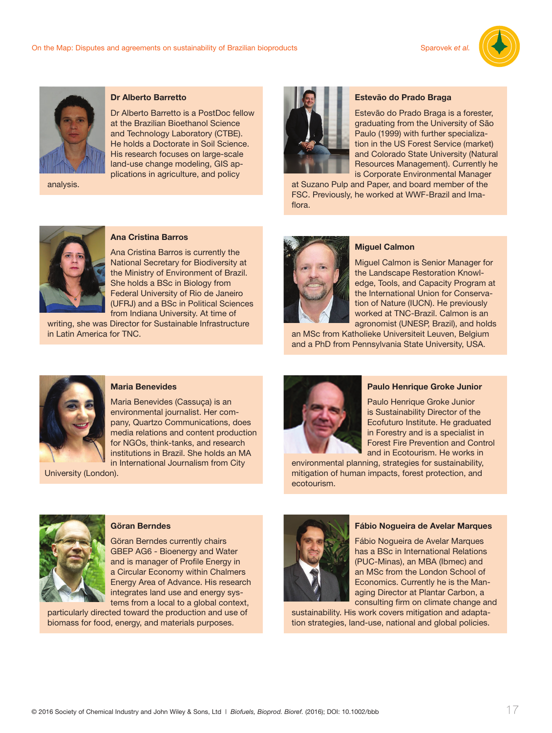### Dr Alberto Barretto

Dr Alberto Barretto is a PostDoc fellow at the Brazilian Bioethanol Science and Technology Laboratory (CTBE). He holds a Doctorate in Soil Science. His research focuses on large-scale land-use change modeling, GIS applications in agriculture, and policy analysis.

### Estevão do Prado Braga

Estevão do Prado Braga is a forester, graduating from the University of São Paulo (1999) with further specialization in the US Forest Service (market) and Colorado State University (Natural Resources Management). Currently he is Corporate Environmental Manager at Suzano Pulp and Paper, and board member of the FSC. Previously, he worked at WWF-Brazil and Imaflora.

### Ana Cristina Barros

Ana Cristina Barros is currently the National Secretary for Biodiversity at the Ministry of Environment of Brazil. She holds a BSc in Biology from Federal University of Rio de Janeiro (UFRJ) and a BSc in Political Sciences from Indiana University. At time of writing, she was Director for Sustainable Infrastructure in Latin America for TNC.

### Miguel Calmon

Miguel Calmon is Senior Manager for the Landscape Restoration Knowledge, Tools, and Capacity Program at the International Union for Conservation of Nature (IUCN). He previously worked at TNC-Brazil. Calmon is an agronomist (UNESP, Brazil), and holds an MSc from Katholieke Universiteit Leuven, Belgium and a PhD from Pennsylvania State University, USA.

### Maria Benevides

Maria Benevides (Cassuça) is an environmental journalist. Her company, Quartzo Communications, does media relations and content production for NGOs, think-tanks, and research institutions in Brazil. She holds an MA in International Journalism from City University (London).

### Paulo Henrique Groke Junior

Paulo Henrique Groke Junior is Sustainability Director of the Ecofuturo Institute. He graduated in Forestry and is a specialist in Forest Fire Prevention and Control and in Ecotourism. He works in environmental planning, strategies for sustainability, mitigation of human impacts, forest protection, and ecotourism.

### Göran Berndes

Göran Berndes currently chairs GBEP AG6 - Bioenergy and Water and is manager of Profile Energy in a Circular Economy within Chalmers Energy Area of Advance. His research integrates land use and energy systems from a local to a global context, particularly directed toward the production and use of biomass for food, energy, and materials purposes.

### Fábio Nogueira de Avelar Marques

Fábio Nogueira de Avelar Marques has a BSc in International Relations (PUC-Minas), an MBA (Ibmec) and an MSc from the London School of Economics. Currently he is the Managing Director at Plantar Carbon, a consulting firm on climate change and sustainability. His work covers mitigation and adaptation strategies, land-use, national and global policies.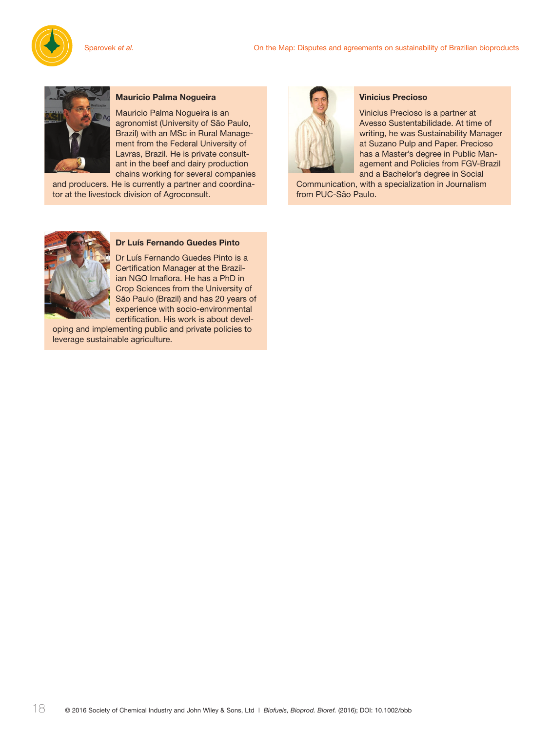### Mauricio Palma Nogueira

Mauricio Palma Nogueira is an agronomist (University of São Paulo, Brazil) with an MSc in Rural Management from the Federal University of Lavras, Brazil. He is private consultant in the beef and dairy production chains working for several companies and producers. He is currently a partner and coordinator at the livestock division of Agroconsult.

### Vinicius Precioso

Vinicius Precioso is a partner at Avesso Sustentabilidade. At time of writing, he was Sustainability Manager at Suzano Pulp and Paper. Precioso has a Master's degree in Public Management and Policies from FGV-Brazil and a Bachelor's degree in Social Communication, with a specialization in Journalism from PUC-São Paulo.

### Dr Luís Fernando Guedes Pinto

Dr Luís Fernando Guedes Pinto is a Certification Manager at the Brazilian NGO Imaflora. He has a PhD in Crop Sciences from the University of São Paulo (Brazil) and has 20 years of experience with socio-environmental certification. His work is about developing and implementing public and private policies to leverage sustainable agriculture.